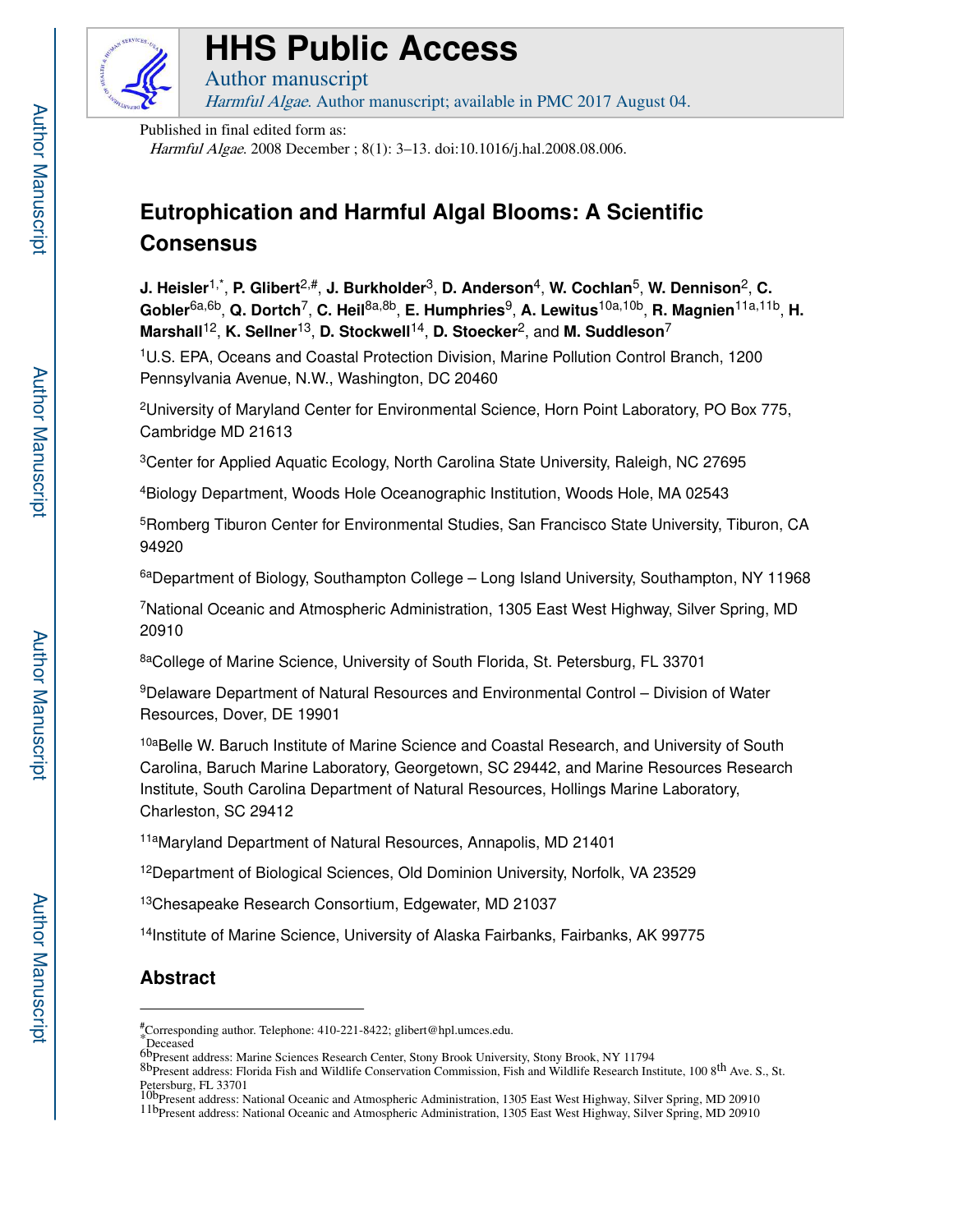# HHS Public Access

Author manuscript

*Harmful Algae*. Author manuscript; available in PMC 2017 August 04.

Published in final edited form as:

*Harmful Algae*. 2008 December ; 8(1): 3–13. doi:10.1016/j.hal.2008.08.006.

# Eutrophication and Harmful Algal Blooms: A Scientific Consensus

**J. Heisler**[1,*], **P. Glibert**[2,#], **J. Burkholder**[3], **D. Anderson**[4], **W. Cochlan**[5], **W. Dennison**[2], **C. Gobler**[6a,6b], **Q. Dortch**[7], **C. Heil**[8a,8b], **E. Humphries**[9], **A. Lewitus**[10a,10b], **R. Magnien**[11a,11b], **H. Marshall**[12], **K. Sellner**[13], **D. Stockwell**[14], **D. Stoecker**[2], and **M. Suddleson**[7]

[1]U.S. EPA, Oceans and Coastal Protection Division, Marine Pollution Control Branch, 1200 Pennsylvania Avenue, N.W., Washington, DC 20460

[2]University of Maryland Center for Environmental Science, Horn Point Laboratory, PO Box 775, Cambridge MD 21613

[3]Center for Applied Aquatic Ecology, North Carolina State University, Raleigh, NC 27695

[4]Biology Department, Woods Hole Oceanographic Institution, Woods Hole, MA 02543

[5]Romberg Tiburon Center for Environmental Studies, San Francisco State University, Tiburon, CA 94920

[6a]Department of Biology, Southampton College – Long Island University, Southampton, NY 11968

[7]National Oceanic and Atmospheric Administration, 1305 East West Highway, Silver Spring, MD 20910

[8a]College of Marine Science, University of South Florida, St. Petersburg, FL 33701

[9]Delaware Department of Natural Resources and Environmental Control – Division of Water Resources, Dover, DE 19901

[10a]Belle W. Baruch Institute of Marine Science and Coastal Research, and University of South Carolina, Baruch Marine Laboratory, Georgetown, SC 29442, and Marine Resources Research Institute, South Carolina Department of Natural Resources, Hollings Marine Laboratory, Charleston, SC 29412

[11a]Maryland Department of Natural Resources, Annapolis, MD 21401

[12]Department of Biological Sciences, Old Dominion University, Norfolk, VA 23529

[13]Chesapeake Research Consortium, Edgewater, MD 21037

[14]Institute of Marine Science, University of Alaska Fairbanks, Fairbanks, AK 99775

## Abstract

---

[#]Corresponding author. Telephone: 410-221-8422; glibert@hpl.umces.edu.

[*]Deceased

[6b]Present address: Marine Sciences Research Center, Stony Brook University, Stony Brook, NY 11794

[8b]Present address: Florida Fish and Wildlife Conservation Commission, Fish and Wildlife Research Institute, 100 8th Ave. S., St. Petersburg, FL 33701

[10b]Present address: National Oceanic and Atmospheric Administration, 1305 East West Highway, Silver Spring, MD 20910

[11b]Present address: National Oceanic and Atmospheric Administration, 1305 East West Highway, Silver Spring, MD 20910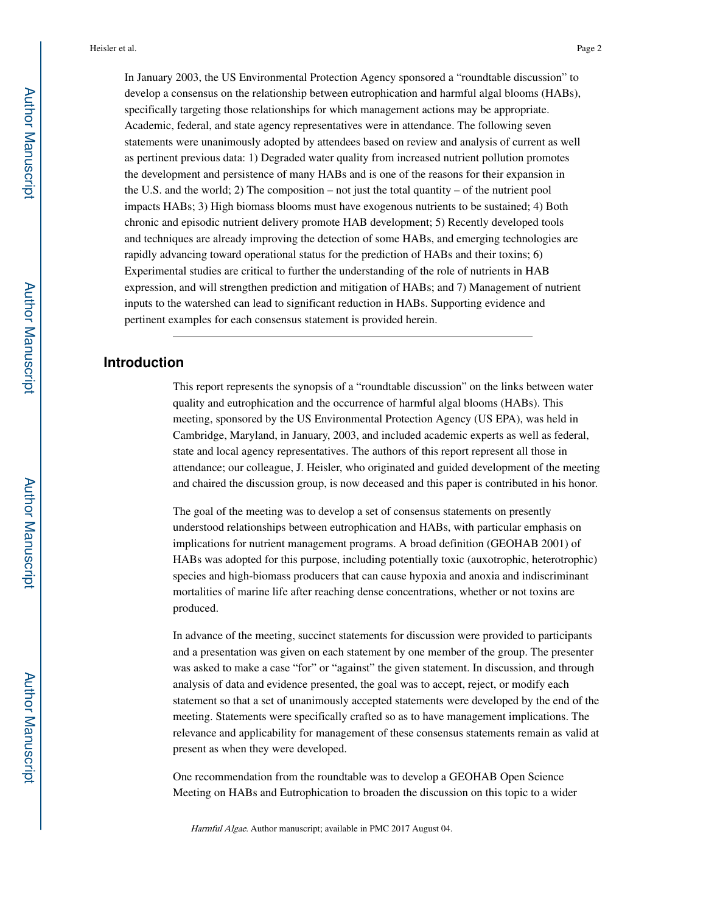In January 2003, the US Environmental Protection Agency sponsored a "roundtable discussion" to develop a consensus on the relationship between eutrophication and harmful algal blooms (HABs), specifically targeting those relationships for which management actions may be appropriate. Academic, federal, and state agency representatives were in attendance. The following seven statements were unanimously adopted by attendees based on review and analysis of current as well as pertinent previous data: 1) Degraded water quality from increased nutrient pollution promotes the development and persistence of many HABs and is one of the reasons for their expansion in the U.S. and the world; 2) The composition – not just the total quantity – of the nutrient pool impacts HABs; 3) High biomass blooms must have exogenous nutrients to be sustained; 4) Both chronic and episodic nutrient delivery promote HAB development; 5) Recently developed tools and techniques are already improving the detection of some HABs, and emerging technologies are rapidly advancing toward operational status for the prediction of HABs and their toxins; 6) Experimental studies are critical to further the understanding of the role of nutrients in HAB expression, and will strengthen prediction and mitigation of HABs; and 7) Management of nutrient inputs to the watershed can lead to significant reduction in HABs. Supporting evidence and pertinent examples for each consensus statement is provided herein.

---

## Introduction

This report represents the synopsis of a "roundtable discussion" on the links between water quality and eutrophication and the occurrence of harmful algal blooms (HABs). This meeting, sponsored by the US Environmental Protection Agency (US EPA), was held in Cambridge, Maryland, in January, 2003, and included academic experts as well as federal, state and local agency representatives. The authors of this report represent all those in attendance; our colleague, J. Heisler, who originated and guided development of the meeting and chaired the discussion group, is now deceased and this paper is contributed in his honor.

The goal of the meeting was to develop a set of consensus statements on presently understood relationships between eutrophication and HABs, with particular emphasis on implications for nutrient management programs. A broad definition (GEOHAB 2001) of HABs was adopted for this purpose, including potentially toxic (auxotrophic, heterotrophic) species and high-biomass producers that can cause hypoxia and anoxia and indiscriminant mortalities of marine life after reaching dense concentrations, whether or not toxins are produced.

In advance of the meeting, succinct statements for discussion were provided to participants and a presentation was given on each statement by one member of the group. The presenter was asked to make a case "for" or "against" the given statement. In discussion, and through analysis of data and evidence presented, the goal was to accept, reject, or modify each statement so that a set of unanimously accepted statements were developed by the end of the meeting. Statements were specifically crafted so as to have management implications. The relevance and applicability for management of these consensus statements remain as valid at present as when they were developed.

One recommendation from the roundtable was to develop a GEOHAB Open Science Meeting on HABs and Eutrophication to broaden the discussion on this topic to a wider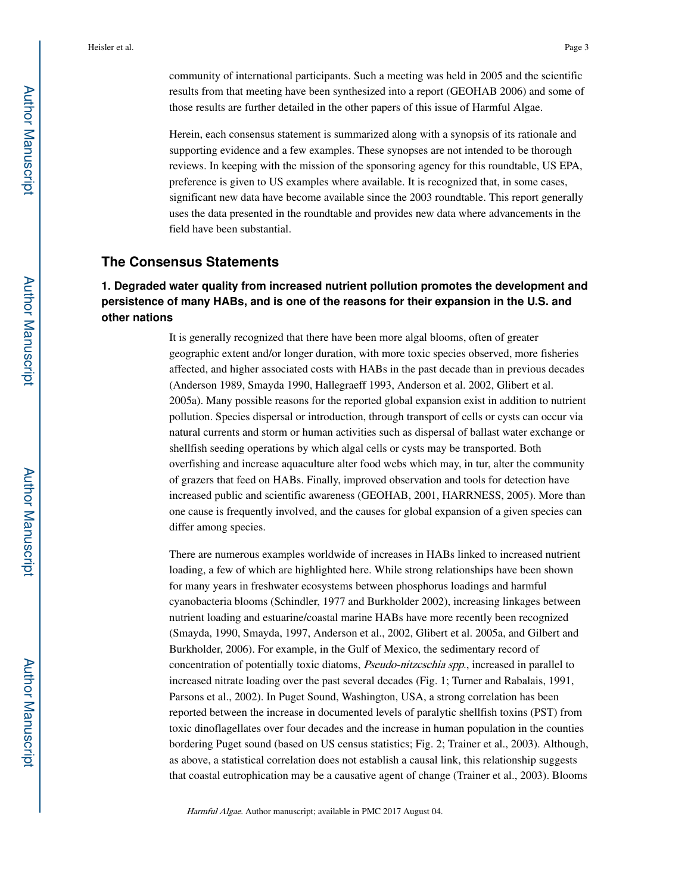community of international participants. Such a meeting was held in 2005 and the scientific results from that meeting have been synthesized into a report (GEOHAB 2006) and some of those results are further detailed in the other papers of this issue of Harmful Algae.

Herein, each consensus statement is summarized along with a synopsis of its rationale and supporting evidence and a few examples. These synopses are not intended to be thorough reviews. In keeping with the mission of the sponsoring agency for this roundtable, US EPA, preference is given to US examples where available. It is recognized that, in some cases, significant new data have become available since the 2003 roundtable. This report generally uses the data presented in the roundtable and provides new data where advancements in the field have been substantial.

## The Consensus Statements

### 1. Degraded water quality from increased nutrient pollution promotes the development and persistence of many HABs, and is one of the reasons for their expansion in the U.S. and other nations

It is generally recognized that there have been more algal blooms, often of greater geographic extent and/or longer duration, with more toxic species observed, more fisheries affected, and higher associated costs with HABs in the past decade than in previous decades (Anderson 1989, Smayda 1990, Hallegraeff 1993, Anderson et al. 2002, Glibert et al. 2005a). Many possible reasons for the reported global expansion exist in addition to nutrient pollution. Species dispersal or introduction, through transport of cells or cysts can occur via natural currents and storm or human activities such as dispersal of ballast water exchange or shellfish seeding operations by which algal cells or cysts may be transported. Both overfishing and increase aquaculture alter food webs which may, in tur, alter the community of grazers that feed on HABs. Finally, improved observation and tools for detection have increased public and scientific awareness (GEOHAB, 2001, HARRNESS, 2005). More than one cause is frequently involved, and the causes for global expansion of a given species can differ among species.

There are numerous examples worldwide of increases in HABs linked to increased nutrient loading, a few of which are highlighted here. While strong relationships have been shown for many years in freshwater ecosystems between phosphorus loadings and harmful cyanobacteria blooms (Schindler, 1977 and Burkholder 2002), increasing linkages between nutrient loading and estuarine/coastal marine HABs have more recently been recognized (Smayda, 1990, Smayda, 1997, Anderson et al., 2002, Glibert et al. 2005a, and Gilbert and Burkholder, 2006). For example, in the Gulf of Mexico, the sedimentary record of concentration of potentially toxic diatoms, *Pseudo-nitzcschia spp*., increased in parallel to increased nitrate loading over the past several decades (Fig. 1; Turner and Rabalais, 1991, Parsons et al., 2002). In Puget Sound, Washington, USA, a strong correlation has been reported between the increase in documented levels of paralytic shellfish toxins (PST) from toxic dinoflagellates over four decades and the increase in human population in the counties bordering Puget sound (based on US census statistics; Fig. 2; Trainer et al., 2003). Although, as above, a statistical correlation does not establish a causal link, this relationship suggests that coastal eutrophication may be a causative agent of change (Trainer et al., 2003). Blooms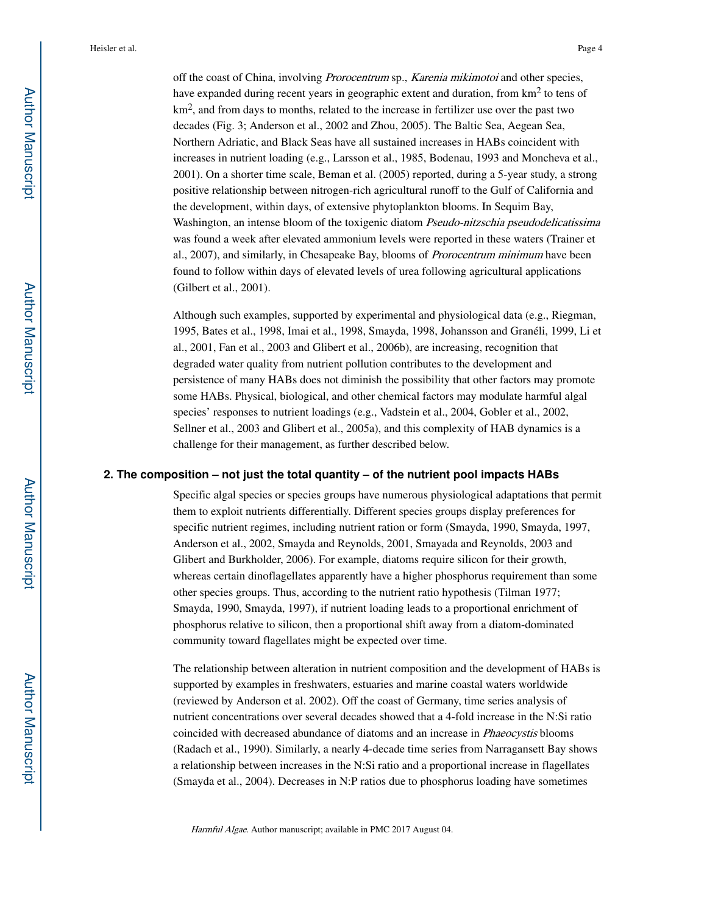off the coast of China, involving *Prorocentrum* sp., *Karenia mikimotoi* and other species, have expanded during recent years in geographic extent and duration, from $km^2$ to tens of $km^2$, and from days to months, related to the increase in fertilizer use over the past two decades (Fig. 3; Anderson et al., 2002 and Zhou, 2005). The Baltic Sea, Aegean Sea, Northern Adriatic, and Black Seas have all sustained increases in HABs coincident with increases in nutrient loading (e.g., Larsson et al., 1985, Bodenau, 1993 and Moncheva et al., 2001). On a shorter time scale, Beman et al. (2005) reported, during a 5-year study, a strong positive relationship between nitrogen-rich agricultural runoff to the Gulf of California and the development, within days, of extensive phytoplankton blooms. In Sequim Bay, Washington, an intense bloom of the toxigenic diatom *Pseudo-nitzschia pseudodelicatissima* was found a week after elevated ammonium levels were reported in these waters (Trainer et al., 2007), and similarly, in Chesapeake Bay, blooms of *Prorocentrum minimum* have been found to follow within days of elevated levels of urea following agricultural applications (Gilbert et al., 2001).

Although such examples, supported by experimental and physiological data (e.g., Riegman, 1995, Bates et al., 1998, Imai et al., 1998, Smayda, 1998, Johansson and Granéli, 1999, Li et al., 2001, Fan et al., 2003 and Glibert et al., 2006b), are increasing, recognition that degraded water quality from nutrient pollution contributes to the development and persistence of many HABs does not diminish the possibility that other factors may promote some HABs. Physical, biological, and other chemical factors may modulate harmful algal species' responses to nutrient loadings (e.g., Vadstein et al., 2004, Gobler et al., 2002, Sellner et al., 2003 and Glibert et al., 2005a), and this complexity of HAB dynamics is a challenge for their management, as further described below.

## 2. The composition – not just the total quantity – of the nutrient pool impacts HABs

Specific algal species or species groups have numerous physiological adaptations that permit them to exploit nutrients differentially. Different species groups display preferences for specific nutrient regimes, including nutrient ration or form (Smayda, 1990, Smayda, 1997, Anderson et al., 2002, Smayda and Reynolds, 2001, Smayada and Reynolds, 2003 and Glibert and Burkholder, 2006). For example, diatoms require silicon for their growth, whereas certain dinoflagellates apparently have a higher phosphorus requirement than some other species groups. Thus, according to the nutrient ratio hypothesis (Tilman 1977; Smayda, 1990, Smayda, 1997), if nutrient loading leads to a proportional enrichment of phosphorus relative to silicon, then a proportional shift away from a diatom-dominated community toward flagellates might be expected over time.

The relationship between alteration in nutrient composition and the development of HABs is supported by examples in freshwaters, estuaries and marine coastal waters worldwide (reviewed by Anderson et al. 2002). Off the coast of Germany, time series analysis of nutrient concentrations over several decades showed that a 4-fold increase in the N:Si ratio coincided with decreased abundance of diatoms and an increase in *Phaeocystis* blooms (Radach et al., 1990). Similarly, a nearly 4-decade time series from Narragansett Bay shows a relationship between increases in the N:Si ratio and a proportional increase in flagellates (Smayda et al., 2004). Decreases in N:P ratios due to phosphorus loading have sometimes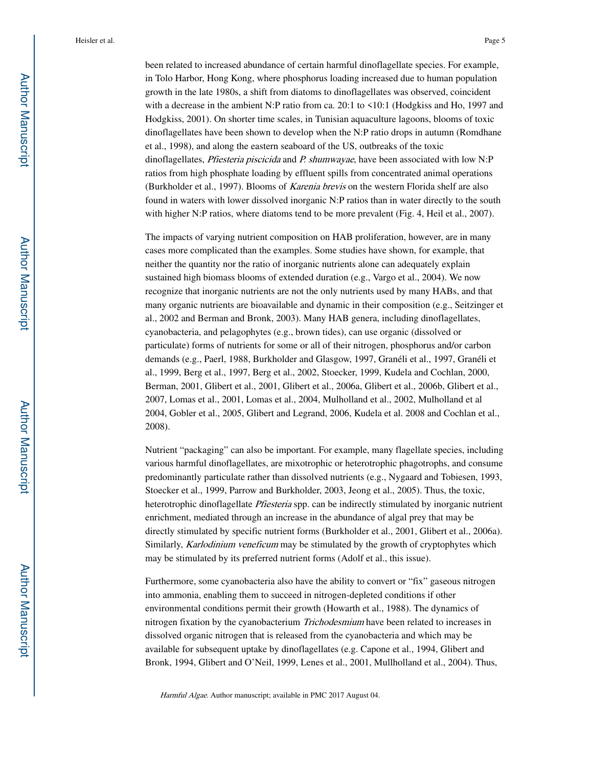been related to increased abundance of certain harmful dinoflagellate species. For example, in Tolo Harbor, Hong Kong, where phosphorus loading increased due to human population growth in the late 1980s, a shift from diatoms to dinoflagellates was observed, coincident with a decrease in the ambient N:P ratio from ca. 20:1 to <10:1 (Hodgkiss and Ho, 1997 and Hodgkiss, 2001). On shorter time scales, in Tunisian aquaculture lagoons, blooms of toxic dinoflagellates have been shown to develop when the N:P ratio drops in autumn (Romdhane et al., 1998), and along the eastern seaboard of the US, outbreaks of the toxic dinoflagellates, *Pfiesteria piscicida* and *P. shumwayae*, have been associated with low N:P ratios from high phosphate loading by effluent spills from concentrated animal operations (Burkholder et al., 1997). Blooms of *Karenia brevis* on the western Florida shelf are also found in waters with lower dissolved inorganic N:P ratios than in water directly to the south with higher N:P ratios, where diatoms tend to be more prevalent (Fig. 4, Heil et al., 2007).

The impacts of varying nutrient composition on HAB proliferation, however, are in many cases more complicated than the examples. Some studies have shown, for example, that neither the quantity nor the ratio of inorganic nutrients alone can adequately explain sustained high biomass blooms of extended duration (e.g., Vargo et al., 2004). We now recognize that inorganic nutrients are not the only nutrients used by many HABs, and that many organic nutrients are bioavailable and dynamic in their composition (e.g., Seitzinger et al., 2002 and Berman and Bronk, 2003). Many HAB genera, including dinoflagellates, cyanobacteria, and pelagophytes (e.g., brown tides), can use organic (dissolved or particulate) forms of nutrients for some or all of their nitrogen, phosphorus and/or carbon demands (e.g., Paerl, 1988, Burkholder and Glasgow, 1997, Granéli et al., 1997, Granéli et al., 1999, Berg et al., 1997, Berg et al., 2002, Stoecker, 1999, Kudela and Cochlan, 2000, Berman, 2001, Glibert et al., 2001, Glibert et al., 2006a, Glibert et al., 2006b, Glibert et al., 2007, Lomas et al., 2001, Lomas et al., 2004, Mulholland et al., 2002, Mulholland et al 2004, Gobler et al., 2005, Glibert and Legrand, 2006, Kudela et al. 2008 and Cochlan et al., 2008).

Nutrient "packaging" can also be important. For example, many flagellate species, including various harmful dinoflagellates, are mixotrophic or heterotrophic phagotrophs, and consume predominantly particulate rather than dissolved nutrients (e.g., Nygaard and Tobiesen, 1993, Stoecker et al., 1999, Parrow and Burkholder, 2003, Jeong et al., 2005). Thus, the toxic, heterotrophic dinoflagellate *Pfiesteria* spp. can be indirectly stimulated by inorganic nutrient enrichment, mediated through an increase in the abundance of algal prey that may be directly stimulated by specific nutrient forms (Burkholder et al., 2001, Glibert et al., 2006a). Similarly, *Karlodinium veneficum* may be stimulated by the growth of cryptophytes which may be stimulated by its preferred nutrient forms (Adolf et al., this issue).

Furthermore, some cyanobacteria also have the ability to convert or "fix" gaseous nitrogen into ammonia, enabling them to succeed in nitrogen-depleted conditions if other environmental conditions permit their growth (Howarth et al., 1988). The dynamics of nitrogen fixation by the cyanobacterium *Trichodesmium* have been related to increases in dissolved organic nitrogen that is released from the cyanobacteria and which may be available for subsequent uptake by dinoflagellates (e.g. Capone et al., 1994, Glibert and Bronk, 1994, Glibert and O'Neil, 1999, Lenes et al., 2001, Mullholland et al., 2004). Thus,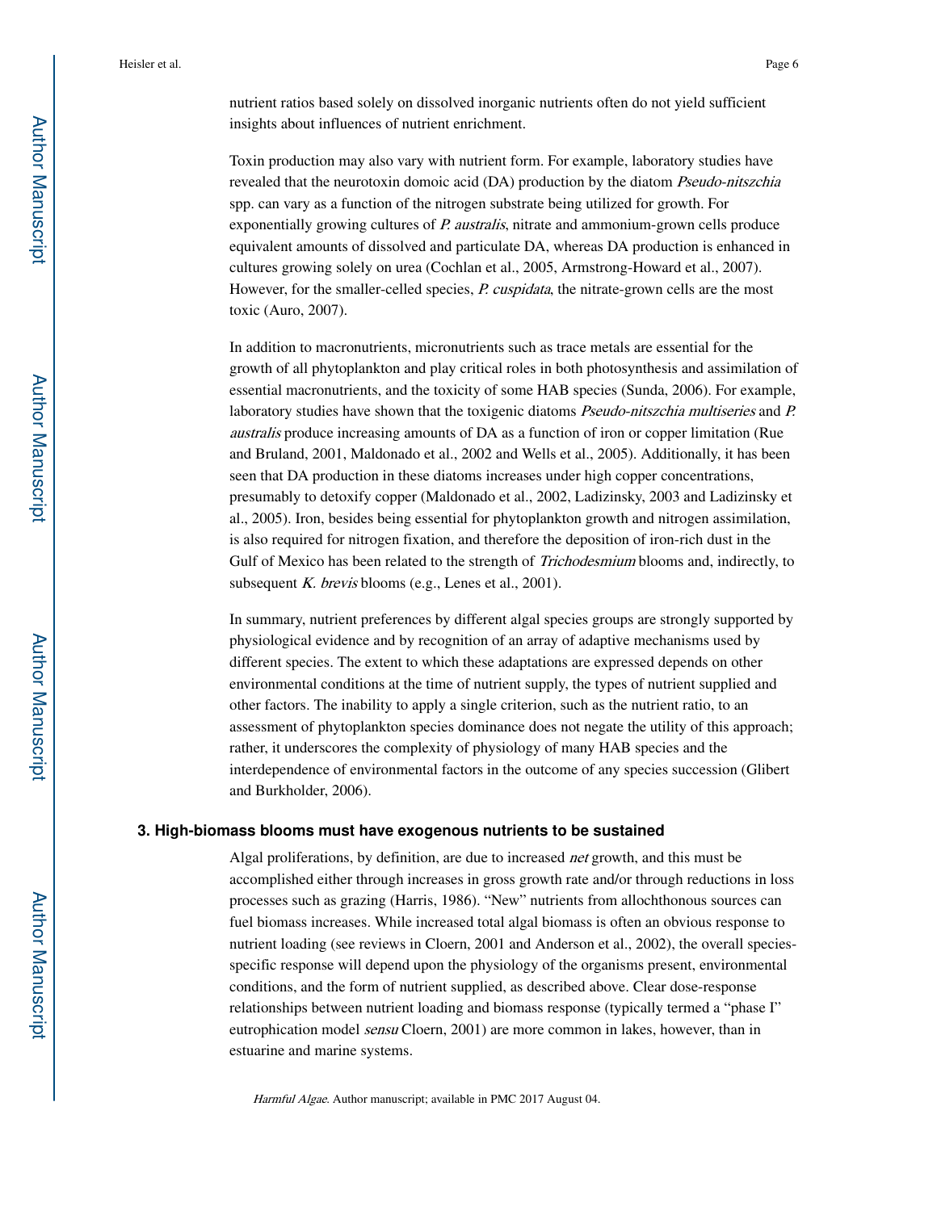nutrient ratios based solely on dissolved inorganic nutrients often do not yield sufficient insights about influences of nutrient enrichment.

Toxin production may also vary with nutrient form. For example, laboratory studies have revealed that the neurotoxin domoic acid (DA) production by the diatom *Pseudo-nitszchia* spp. can vary as a function of the nitrogen substrate being utilized for growth. For exponentially growing cultures of *P. australis*, nitrate and ammonium-grown cells produce equivalent amounts of dissolved and particulate DA, whereas DA production is enhanced in cultures growing solely on urea (Cochlan et al., 2005, Armstrong-Howard et al., 2007). However, for the smaller-celled species, *P. cuspidata*, the nitrate-grown cells are the most toxic (Auro, 2007).

In addition to macronutrients, micronutrients such as trace metals are essential for the growth of all phytoplankton and play critical roles in both photosynthesis and assimilation of essential macronutrients, and the toxicity of some HAB species (Sunda, 2006). For example, laboratory studies have shown that the toxigenic diatoms *Pseudo-nitzchia multiseries* and *P. australis* produce increasing amounts of DA as a function of iron or copper limitation (Rue and Bruland, 2001, Maldonado et al., 2002 and Wells et al., 2005). Additionally, it has been seen that DA production in these diatoms increases under high copper concentrations, presumably to detoxify copper (Maldonado et al., 2002, Ladizinsky, 2003 and Ladizinsky et al., 2005). Iron, besides being essential for phytoplankton growth and nitrogen assimilation, is also required for nitrogen fixation, and therefore the deposition of iron-rich dust in the Gulf of Mexico has been related to the strength of *Trichodesmium* blooms and, indirectly, to subsequent *K. brevis* blooms (e.g., Lenes et al., 2001).

In summary, nutrient preferences by different algal species groups are strongly supported by physiological evidence and by recognition of an array of adaptive mechanisms used by different species. The extent to which these adaptations are expressed depends on other environmental conditions at the time of nutrient supply, the types of nutrient supplied and other factors. The inability to apply a single criterion, such as the nutrient ratio, to an assessment of phytoplankton species dominance does not negate the utility of this approach; rather, it underscores the complexity of physiology of many HAB species and the interdependence of environmental factors in the outcome of any species succession (Glibert and Burkholder, 2006).

## 3. High-biomass blooms must have exogenous nutrients to be sustained

Algal proliferations, by definition, are due to increased *net* growth, and this must be accomplished either through increases in gross growth rate and/or through reductions in loss processes such as grazing (Harris, 1986). "New" nutrients from allochthonous sources can fuel biomass increases. While increased total algal biomass is often an obvious response to nutrient loading (see reviews in Cloern, 2001 and Anderson et al., 2002), the overall species-specific response will depend upon the physiology of the organisms present, environmental conditions, and the form of nutrient supplied, as described above. Clear dose-response relationships between nutrient loading and biomass response (typically termed a "phase I" eutrophication model *sensu* Cloern, 2001) are more common in lakes, however, than in estuarine and marine systems.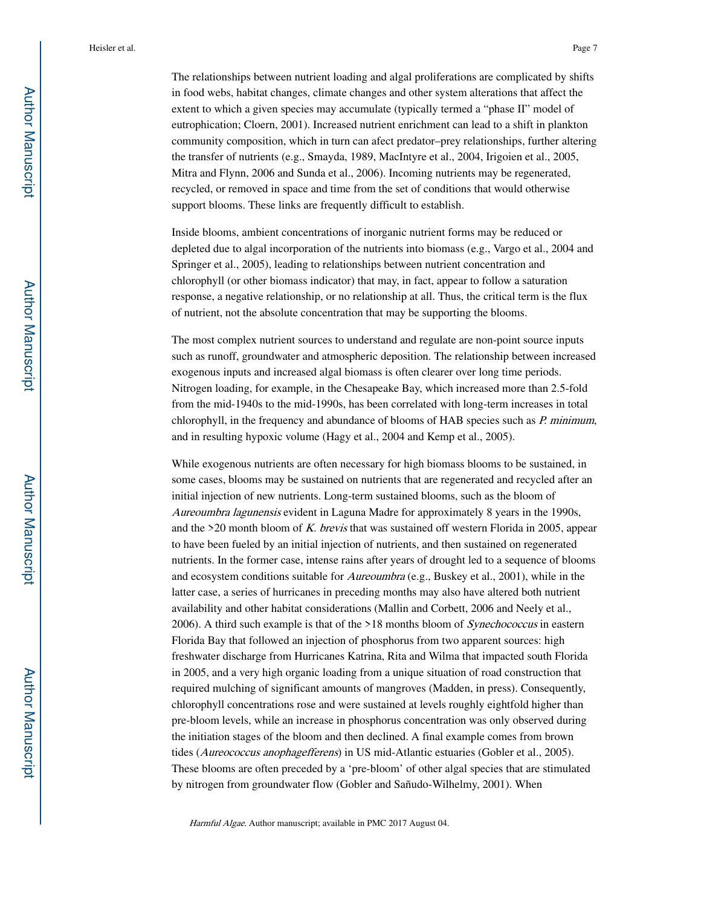The relationships between nutrient loading and algal proliferations are complicated by shifts in food webs, habitat changes, climate changes and other system alterations that affect the extent to which a given species may accumulate (typically termed a "phase II" model of eutrophication; Cloern, 2001). Increased nutrient enrichment can lead to a shift in plankton community composition, which in turn can afect predator–prey relationships, further altering the transfer of nutrients (e.g., Smayda, 1989, MacIntyre et al., 2004, Irigoien et al., 2005, Mitra and Flynn, 2006 and Sunda et al., 2006). Incoming nutrients may be regenerated, recycled, or removed in space and time from the set of conditions that would otherwise support blooms. These links are frequently difficult to establish.

Inside blooms, ambient concentrations of inorganic nutrient forms may be reduced or depleted due to algal incorporation of the nutrients into biomass (e.g., Vargo et al., 2004 and Springer et al., 2005), leading to relationships between nutrient concentration and chlorophyll (or other biomass indicator) that may, in fact, appear to follow a saturation response, a negative relationship, or no relationship at all. Thus, the critical term is the flux of nutrient, not the absolute concentration that may be supporting the blooms.

The most complex nutrient sources to understand and regulate are non-point source inputs such as runoff, groundwater and atmospheric deposition. The relationship between increased exogenous inputs and increased algal biomass is often clearer over long time periods. Nitrogen loading, for example, in the Chesapeake Bay, which increased more than 2.5-fold from the mid-1940s to the mid-1990s, has been correlated with long-term increases in total chlorophyll, in the frequency and abundance of blooms of HAB species such as *P. minimum*, and in resulting hypoxic volume (Hagy et al., 2004 and Kemp et al., 2005).

While exogenous nutrients are often necessary for high biomass blooms to be sustained, in some cases, blooms may be sustained on nutrients that are regenerated and recycled after an initial injection of new nutrients. Long-term sustained blooms, such as the bloom of *Aureoumbra lagunensis* evident in Laguna Madre for approximately 8 years in the 1990s, and the >20 month bloom of *K. brevis* that was sustained off western Florida in 2005, appear to have been fueled by an initial injection of nutrients, and then sustained on regenerated nutrients. In the former case, intense rains after years of drought led to a sequence of blooms and ecosystem conditions suitable for *Aureoumbra* (e.g., Buskey et al., 2001), while in the latter case, a series of hurricanes in preceding months may also have altered both nutrient availability and other habitat considerations (Mallin and Corbett, 2006 and Neely et al., 2006). A third such example is that of the >18 months bloom of *Synechococcus* in eastern Florida Bay that followed an injection of phosphorus from two apparent sources: high freshwater discharge from Hurricanes Katrina, Rita and Wilma that impacted south Florida in 2005, and a very high organic loading from a unique situation of road construction that required mulching of significant amounts of mangroves (Madden, in press). Consequently, chlorophyll concentrations rose and were sustained at levels roughly eightfold higher than pre-bloom levels, while an increase in phosphorus concentration was only observed during the initiation stages of the bloom and then declined. A final example comes from brown tides (*Aureococcus anophagefferens*) in US mid-Atlantic estuaries (Gobler et al., 2005). These blooms are often preceded by a 'pre-bloom' of other algal species that are stimulated by nitrogen from groundwater flow (Gobler and Sañudo-Wilhelmy, 2001). When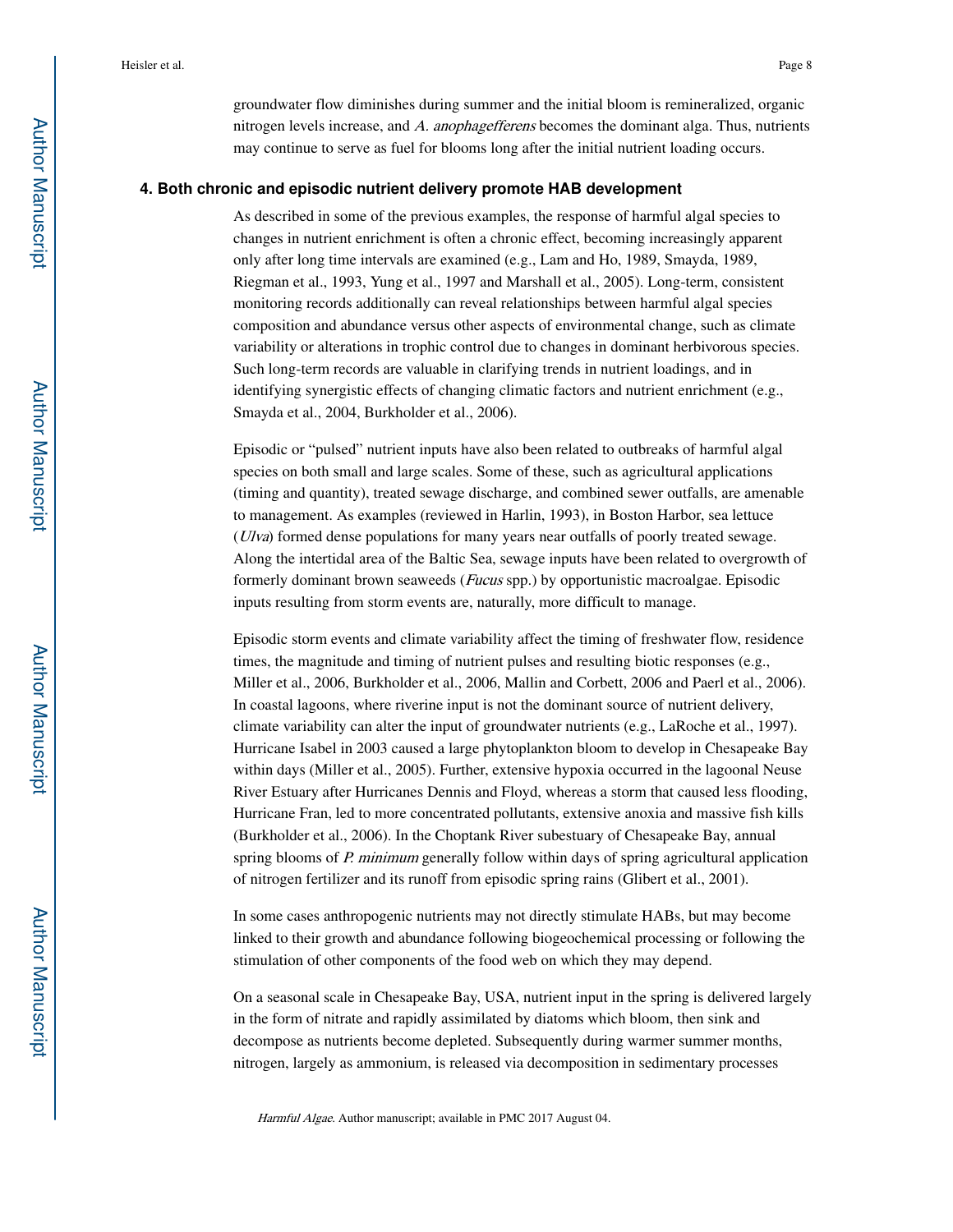groundwater flow diminishes during summer and the initial bloom is remineralized, organic nitrogen levels increase, and *A. anophagefferens* becomes the dominant alga. Thus, nutrients may continue to serve as fuel for blooms long after the initial nutrient loading occurs.

## 4. Both chronic and episodic nutrient delivery promote HAB development

As described in some of the previous examples, the response of harmful algal species to changes in nutrient enrichment is often a chronic effect, becoming increasingly apparent only after long time intervals are examined (e.g., Lam and Ho, 1989, Smayda, 1989, Riegman et al., 1993, Yung et al., 1997 and Marshall et al., 2005). Long-term, consistent monitoring records additionally can reveal relationships between harmful algal species composition and abundance versus other aspects of environmental change, such as climate variability or alterations in trophic control due to changes in dominant herbivorous species. Such long-term records are valuable in clarifying trends in nutrient loadings, and in identifying synergistic effects of changing climatic factors and nutrient enrichment (e.g., Smayda et al., 2004, Burkholder et al., 2006).

Episodic or "pulsed" nutrient inputs have also been related to outbreaks of harmful algal species on both small and large scales. Some of these, such as agricultural applications (timing and quantity), treated sewage discharge, and combined sewer outfalls, are amenable to management. As examples (reviewed in Harlin, 1993), in Boston Harbor, sea lettuce (*Ulva*) formed dense populations for many years near outfalls of poorly treated sewage. Along the intertidal area of the Baltic Sea, sewage inputs have been related to overgrowth of formerly dominant brown seaweeds (*Fucus* spp.) by opportunistic macroalgae. Episodic inputs resulting from storm events are, naturally, more difficult to manage.

Episodic storm events and climate variability affect the timing of freshwater flow, residence times, the magnitude and timing of nutrient pulses and resulting biotic responses (e.g., Miller et al., 2006, Burkholder et al., 2006, Mallin and Corbett, 2006 and Paerl et al., 2006). In coastal lagoons, where riverine input is not the dominant source of nutrient delivery, climate variability can alter the input of groundwater nutrients (e.g., LaRoche et al., 1997). Hurricane Isabel in 2003 caused a large phytoplankton bloom to develop in Chesapeake Bay within days (Miller et al., 2005). Further, extensive hypoxia occurred in the lagoonal Neuse River Estuary after Hurricanes Dennis and Floyd, whereas a storm that caused less flooding, Hurricane Fran, led to more concentrated pollutants, extensive anoxia and massive fish kills (Burkholder et al., 2006). In the Choptank River subestuary of Chesapeake Bay, annual spring blooms of *P. minimum* generally follow within days of spring agricultural application of nitrogen fertilizer and its runoff from episodic spring rains (Glibert et al., 2001).

In some cases anthropogenic nutrients may not directly stimulate HABs, but may become linked to their growth and abundance following biogeochemical processing or following the stimulation of other components of the food web on which they may depend.

On a seasonal scale in Chesapeake Bay, USA, nutrient input in the spring is delivered largely in the form of nitrate and rapidly assimilated by diatoms which bloom, then sink and decompose as nutrients become depleted. Subsequently during warmer summer months, nitrogen, largely as ammonium, is released via decomposition in sedimentary processes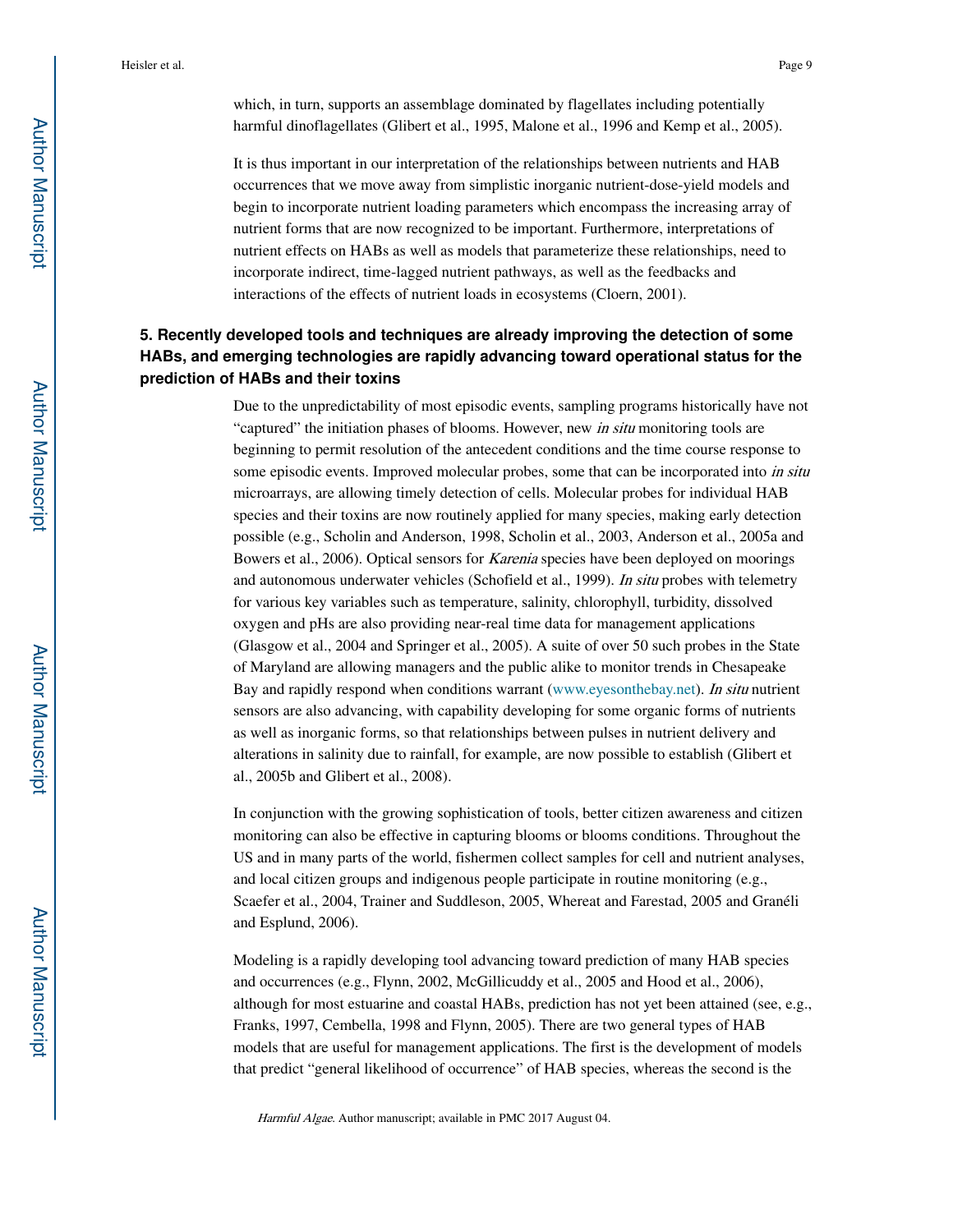which, in turn, supports an assemblage dominated by flagellates including potentially harmful dinoflagellates (Glibert et al., 1995, Malone et al., 1996 and Kemp et al., 2005).

It is thus important in our interpretation of the relationships between nutrients and HAB occurrences that we move away from simplistic inorganic nutrient-dose-yield models and begin to incorporate nutrient loading parameters which encompass the increasing array of nutrient forms that are now recognized to be important. Furthermore, interpretations of nutrient effects on HABs as well as models that parameterize these relationships, need to incorporate indirect, time-lagged nutrient pathways, as well as the feedbacks and interactions of the effects of nutrient loads in ecosystems (Cloern, 2001).

## 5. Recently developed tools and techniques are already improving the detection of some HABs, and emerging technologies are rapidly advancing toward operational status for the prediction of HABs and their toxins

Due to the unpredictability of most episodic events, sampling programs historically have not "captured" the initiation phases of blooms. However, new *in situ* monitoring tools are beginning to permit resolution of the antecedent conditions and the time course response to some episodic events. Improved molecular probes, some that can be incorporated into *in situ* microarrays, are allowing timely detection of cells. Molecular probes for individual HAB species and their toxins are now routinely applied for many species, making early detection possible (e.g., Scholin and Anderson, 1998, Scholin et al., 2003, Anderson et al., 2005a and Bowers et al., 2006). Optical sensors for *Karenia* species have been deployed on moorings and autonomous underwater vehicles (Schofield et al., 1999). *In situ* probes with telemetry for various key variables such as temperature, salinity, chlorophyll, turbidity, dissolved oxygen and pHs are also providing near-real time data for management applications (Glasgow et al., 2004 and Springer et al., 2005). A suite of over 50 such probes in the State of Maryland are allowing managers and the public alike to monitor trends in Chesapeake Bay and rapidly respond when conditions warrant (www.eyesonthebay.net). *In situ* nutrient sensors are also advancing, with capability developing for some organic forms of nutrients as well as inorganic forms, so that relationships between pulses in nutrient delivery and alterations in salinity due to rainfall, for example, are now possible to establish (Glibert et al., 2005b and Glibert et al., 2008).

In conjunction with the growing sophistication of tools, better citizen awareness and citizen monitoring can also be effective in capturing blooms or blooms conditions. Throughout the US and in many parts of the world, fishermen collect samples for cell and nutrient analyses, and local citizen groups and indigenous people participate in routine monitoring (e.g., Scaefer et al., 2004, Trainer and Suddleson, 2005, Whereat and Farestad, 2005 and Granéli and Esplund, 2006).

Modeling is a rapidly developing tool advancing toward prediction of many HAB species and occurrences (e.g., Flynn, 2002, McGillicuddy et al., 2005 and Hood et al., 2006), although for most estuarine and coastal HABs, prediction has not yet been attained (see, e.g., Franks, 1997, Cembella, 1998 and Flynn, 2005). There are two general types of HAB models that are useful for management applications. The first is the development of models that predict "general likelihood of occurrence" of HAB species, whereas the second is the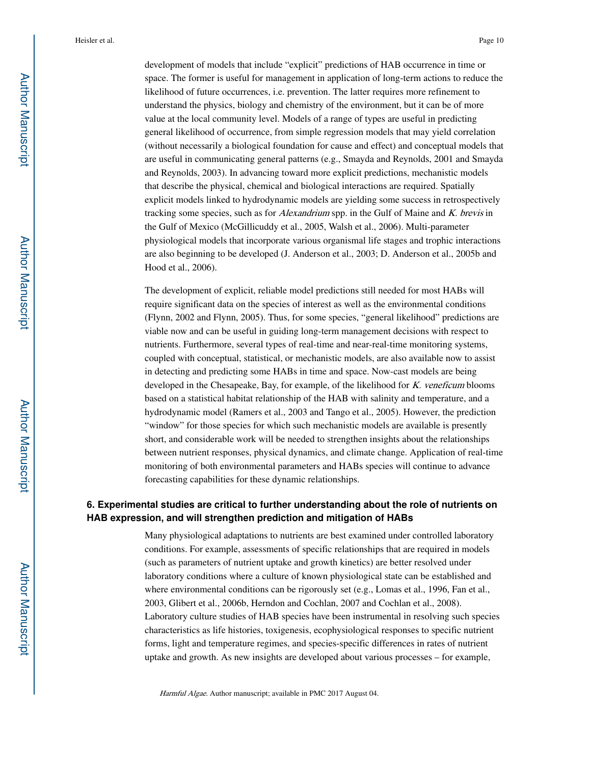development of models that include "explicit" predictions of HAB occurrence in time or space. The former is useful for management in application of long-term actions to reduce the likelihood of future occurrences, i.e. prevention. The latter requires more refinement to understand the physics, biology and chemistry of the environment, but it can be of more value at the local community level. Models of a range of types are useful in predicting general likelihood of occurrence, from simple regression models that may yield correlation (without necessarily a biological foundation for cause and effect) and conceptual models that are useful in communicating general patterns (e.g., Smayda and Reynolds, 2001 and Smayda and Reynolds, 2003). In advancing toward more explicit predictions, mechanistic models that describe the physical, chemical and biological interactions are required. Spatially explicit models linked to hydrodynamic models are yielding some success in retrospectively tracking some species, such as for *Alexandrium* spp. in the Gulf of Maine and *K. brevis* in the Gulf of Mexico (McGillicuddy et al., 2005, Walsh et al., 2006). Multi-parameter physiological models that incorporate various organismal life stages and trophic interactions are also beginning to be developed (J. Anderson et al., 2003; D. Anderson et al., 2005b and Hood et al., 2006).

The development of explicit, reliable model predictions still needed for most HABs will require significant data on the species of interest as well as the environmental conditions (Flynn, 2002 and Flynn, 2005). Thus, for some species, "general likelihood" predictions are viable now and can be useful in guiding long-term management decisions with respect to nutrients. Furthermore, several types of real-time and near-real-time monitoring systems, coupled with conceptual, statistical, or mechanistic models, are also available now to assist in detecting and predicting some HABs in time and space. Now-cast models are being developed in the Chesapeake, Bay, for example, of the likelihood for *K. veneficum* blooms based on a statistical habitat relationship of the HAB with salinity and temperature, and a hydrodynamic model (Ramers et al., 2003 and Tango et al., 2005). However, the prediction "window" for those species for which such mechanistic models are available is presently short, and considerable work will be needed to strengthen insights about the relationships between nutrient responses, physical dynamics, and climate change. Application of real-time monitoring of both environmental parameters and HABs species will continue to advance forecasting capabilities for these dynamic relationships.

## 6. Experimental studies are critical to further understanding about the role of nutrients on HAB expression, and will strengthen prediction and mitigation of HABs

Many physiological adaptations to nutrients are best examined under controlled laboratory conditions. For example, assessments of specific relationships that are required in models (such as parameters of nutrient uptake and growth kinetics) are better resolved under laboratory conditions where a culture of known physiological state can be established and where environmental conditions can be rigorously set (e.g., Lomas et al., 1996, Fan et al., 2003, Glibert et al., 2006b, Herndon and Cochlan, 2007 and Cochlan et al., 2008). Laboratory culture studies of HAB species have been instrumental in resolving such species characteristics as life histories, toxigenesis, ecophysiological responses to specific nutrient forms, light and temperature regimes, and species-specific differences in rates of nutrient uptake and growth. As new insights are developed about various processes – for example,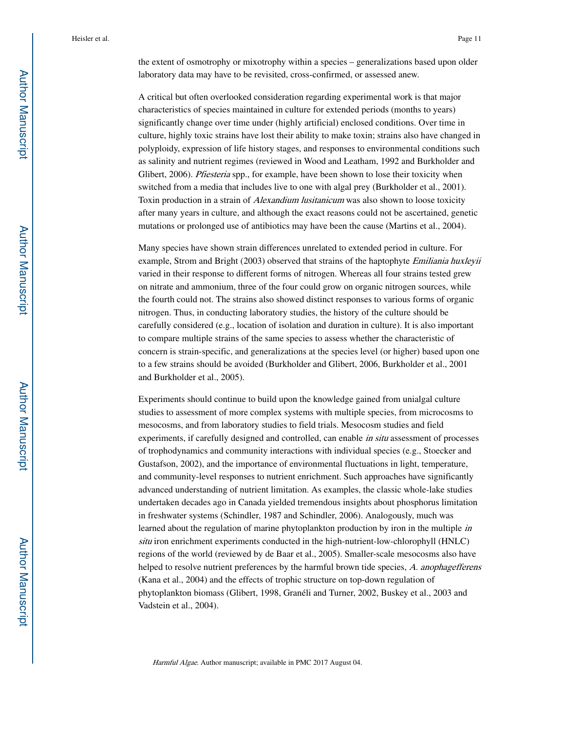the extent of osmotrophy or mixotrophy within a species – generalizations based upon older laboratory data may have to be revisited, cross-confirmed, or assessed anew.

A critical but often overlooked consideration regarding experimental work is that major characteristics of species maintained in culture for extended periods (months to years) significantly change over time under (highly artificial) enclosed conditions. Over time in culture, highly toxic strains have lost their ability to make toxin; strains also have changed in polyploidy, expression of life history stages, and responses to environmental conditions such as salinity and nutrient regimes (reviewed in Wood and Leatham, 1992 and Burkholder and Glibert, 2006). *Pfiesteria* spp., for example, have been shown to lose their toxicity when switched from a media that includes live to one with algal prey (Burkholder et al., 2001). Toxin production in a strain of *Alexandium lusitanicum* was also shown to loose toxicity after many years in culture, and although the exact reasons could not be ascertained, genetic mutations or prolonged use of antibiotics may have been the cause (Martins et al., 2004).

Many species have shown strain differences unrelated to extended period in culture. For example, Strom and Bright (2003) observed that strains of the haptophyte *Emiliania huxleyii* varied in their response to different forms of nitrogen. Whereas all four strains tested grew on nitrate and ammonium, three of the four could grow on organic nitrogen sources, while the fourth could not. The strains also showed distinct responses to various forms of organic nitrogen. Thus, in conducting laboratory studies, the history of the culture should be carefully considered (e.g., location of isolation and duration in culture). It is also important to compare multiple strains of the same species to assess whether the characteristic of concern is strain-specific, and generalizations at the species level (or higher) based upon one to a few strains should be avoided (Burkholder and Glibert, 2006, Burkholder et al., 2001 and Burkholder et al., 2005).

Experiments should continue to build upon the knowledge gained from unialgal culture studies to assessment of more complex systems with multiple species, from microcosms to mesocosms, and from laboratory studies to field trials. Mesocosm studies and field experiments, if carefully designed and controlled, can enable *in situ* assessment of processes of trophodynamics and community interactions with individual species (e.g., Stoecker and Gustafson, 2002), and the importance of environmental fluctuations in light, temperature, and community-level responses to nutrient enrichment. Such approaches have significantly advanced understanding of nutrient limitation. As examples, the classic whole-lake studies undertaken decades ago in Canada yielded tremendous insights about phosphorus limitation in freshwater systems (Schindler, 1987 and Schindler, 2006). Analogously, much was learned about the regulation of marine phytoplankton production by iron in the multiple *in situ* iron enrichment experiments conducted in the high-nutrient-low-chlorophyll (HNLC) regions of the world (reviewed by de Baar et al., 2005). Smaller-scale mesocosms also have helped to resolve nutrient preferences by the harmful brown tide species, *A. anophagefferens* (Kana et al., 2004) and the effects of trophic structure on top-down regulation of phytoplankton biomass (Glibert, 1998, Granéli and Turner, 2002, Buskey et al., 2003 and Vadstein et al., 2004).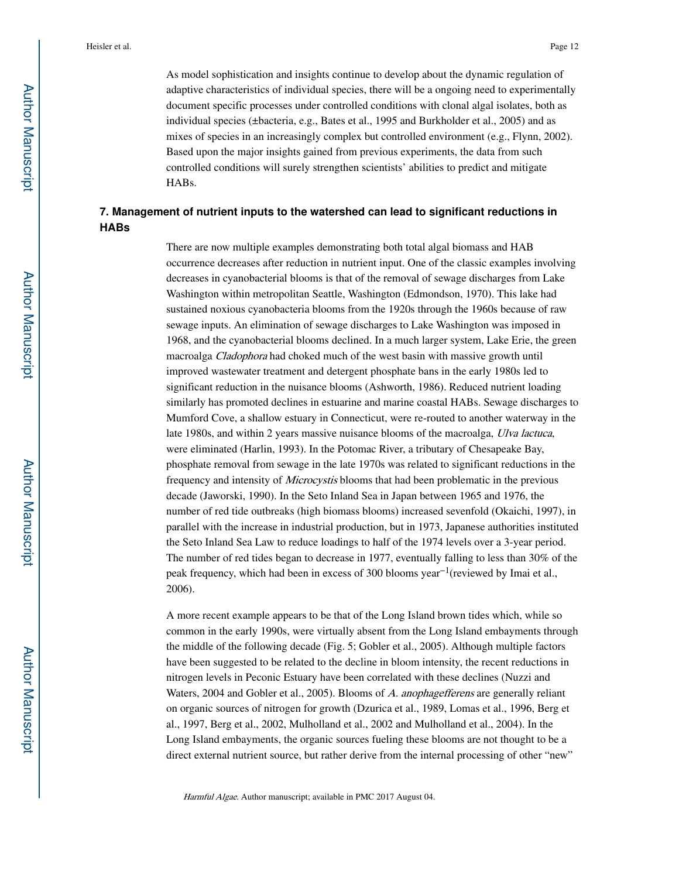As model sophistication and insights continue to develop about the dynamic regulation of adaptive characteristics of individual species, there will be a ongoing need to experimentally document specific processes under controlled conditions with clonal algal isolates, both as individual species (±bacteria, e.g., Bates et al., 1995 and Burkholder et al., 2005) and as mixes of species in an increasingly complex but controlled environment (e.g., Flynn, 2002). Based upon the major insights gained from previous experiments, the data from such controlled conditions will surely strengthen scientists' abilities to predict and mitigate HABs.

## 7. Management of nutrient inputs to the watershed can lead to significant reductions in HABs

There are now multiple examples demonstrating both total algal biomass and HAB occurrence decreases after reduction in nutrient input. One of the classic examples involving decreases in cyanobacterial blooms is that of the removal of sewage discharges from Lake Washington within metropolitan Seattle, Washington (Edmondson, 1970). This lake had sustained noxious cyanobacteria blooms from the 1920s through the 1960s because of raw sewage inputs. An elimination of sewage discharges to Lake Washington was imposed in 1968, and the cyanobacterial blooms declined. In a much larger system, Lake Erie, the green macroalga *Cladophora* had choked much of the west basin with massive growth until improved wastewater treatment and detergent phosphate bans in the early 1980s led to significant reduction in the nuisance blooms (Ashworth, 1986). Reduced nutrient loading similarly has promoted declines in estuarine and marine coastal HABs. Sewage discharges to Mumford Cove, a shallow estuary in Connecticut, were re-routed to another waterway in the late 1980s, and within 2 years massive nuisance blooms of the macroalga, *Ulva lactuca*, were eliminated (Harlin, 1993). In the Potomac River, a tributary of Chesapeake Bay, phosphate removal from sewage in the late 1970s was related to significant reductions in the frequency and intensity of *Microcystis* blooms that had been problematic in the previous decade (Jaworski, 1990). In the Seto Inland Sea in Japan between 1965 and 1976, the number of red tide outbreaks (high biomass blooms) increased sevenfold (Okaichi, 1997), in parallel with the increase in industrial production, but in 1973, Japanese authorities instituted the Seto Inland Sea Law to reduce loadings to half of the 1974 levels over a 3-year period. The number of red tides began to decrease in 1977, eventually falling to less than 30% of the peak frequency, which had been in excess of 300 blooms $year^{-1}$(reviewed by Imai et al., 2006).

A more recent example appears to be that of the Long Island brown tides which, while so common in the early 1990s, were virtually absent from the Long Island embayments through the middle of the following decade (Fig. 5; Gobler et al., 2005). Although multiple factors have been suggested to be related to the decline in bloom intensity, the recent reductions in nitrogen levels in Peconic Estuary have been correlated with these declines (Nuzzi and Waters, 2004 and Gobler et al., 2005). Blooms of *A. anophagefferens* are generally reliant on organic sources of nitrogen for growth (Dzurica et al., 1989, Lomas et al., 1996, Berg et al., 1997, Berg et al., 2002, Mulholland et al., 2002 and Mulholland et al., 2004). In the Long Island embayments, the organic sources fueling these blooms are not thought to be a direct external nutrient source, but rather derive from the internal processing of other "new"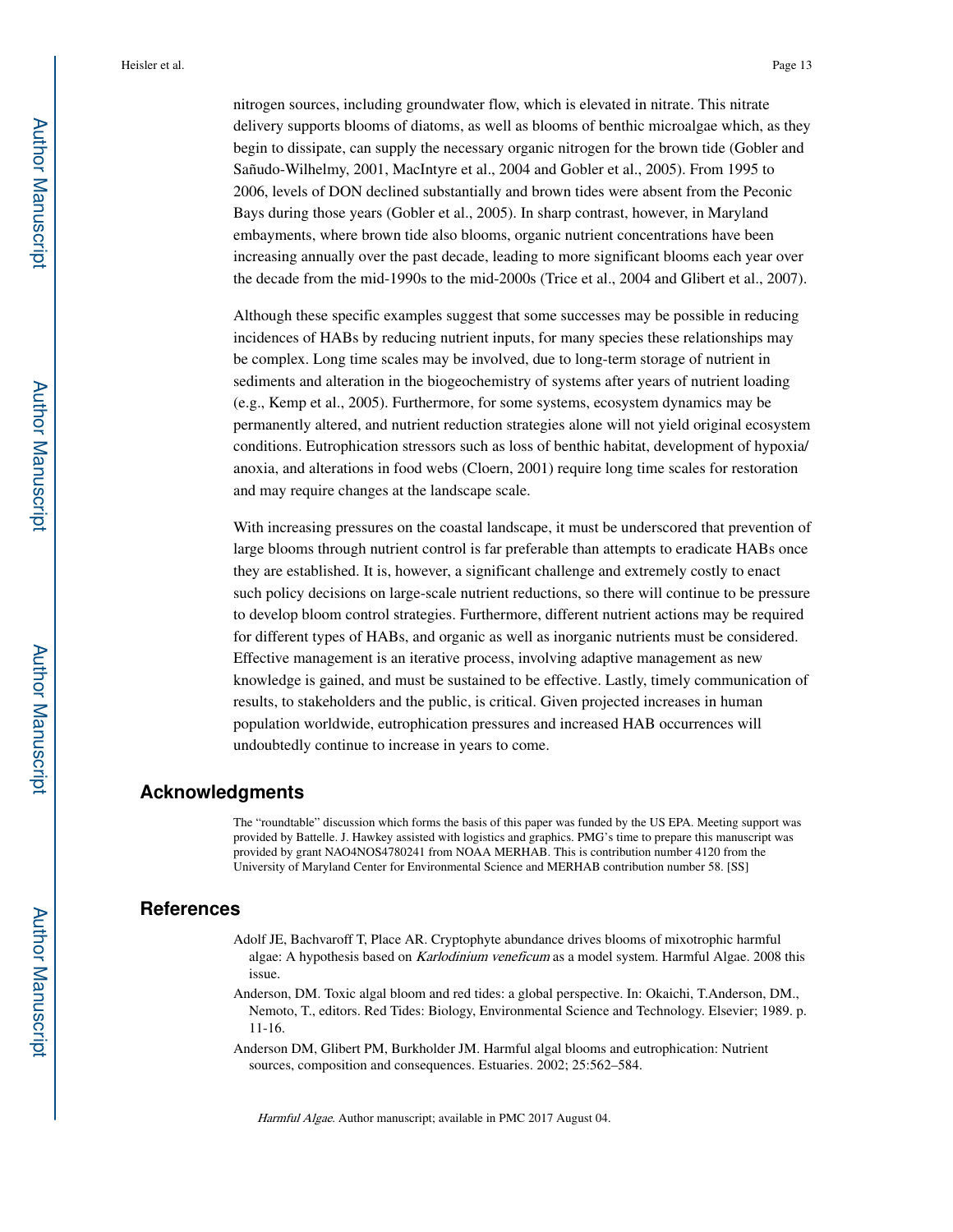nitrogen sources, including groundwater flow, which is elevated in nitrate. This nitrate delivery supports blooms of diatoms, as well as blooms of benthic microalgae which, as they begin to dissipate, can supply the necessary organic nitrogen for the brown tide (Gobler and Sañudo-Wilhelmy, 2001, MacIntyre et al., 2004 and Gobler et al., 2005). From 1995 to 2006, levels of DON declined substantially and brown tides were absent from the Peconic Bays during those years (Gobler et al., 2005). In sharp contrast, however, in Maryland embayments, where brown tide also blooms, organic nutrient concentrations have been increasing annually over the past decade, leading to more significant blooms each year over the decade from the mid-1990s to the mid-2000s (Trice et al., 2004 and Glibert et al., 2007).

Although these specific examples suggest that some successes may be possible in reducing incidences of HABs by reducing nutrient inputs, for many species these relationships may be complex. Long time scales may be involved, due to long-term storage of nutrient in sediments and alteration in the biogeochemistry of systems after years of nutrient loading (e.g., Kemp et al., 2005). Furthermore, for some systems, ecosystem dynamics may be permanently altered, and nutrient reduction strategies alone will not yield original ecosystem conditions. Eutrophication stressors such as loss of benthic habitat, development of hypoxia/anoxia, and alterations in food webs (Cloern, 2001) require long time scales for restoration and may require changes at the landscape scale.

With increasing pressures on the coastal landscape, it must be underscored that prevention of large blooms through nutrient control is far preferable than attempts to eradicate HABs once they are established. It is, however, a significant challenge and extremely costly to enact such policy decisions on large-scale nutrient reductions, so there will continue to be pressure to develop bloom control strategies. Furthermore, different nutrient actions may be required for different types of HABs, and organic as well as inorganic nutrients must be considered. Effective management is an iterative process, involving adaptive management as new knowledge is gained, and must be sustained to be effective. Lastly, timely communication of results, to stakeholders and the public, is critical. Given projected increases in human population worldwide, eutrophication pressures and increased HAB occurrences will undoubtedly continue to increase in years to come.

## Acknowledgments

The "roundtable" discussion which forms the basis of this paper was funded by the US EPA. Meeting support was provided by Battelle. J. Hawkey assisted with logistics and graphics. PMG's time to prepare this manuscript was provided by grant NAO4NOS4780241 from NOAA MERHAB. This is contribution number 4120 from the University of Maryland Center for Environmental Science and MERHAB contribution number 58. [SS]

## References

Adolf JE, Bachvaroff T, Place AR. Cryptophyte abundance drives blooms of mixotrophic harmful algae: A hypothesis based on *Karlodinium veneficum* as a model system. Harmful Algae. 2008 this issue.

Anderson, DM. Toxic algal bloom and red tides: a global perspective. In: Okaichi, T.Anderson, DM., Nemoto, T., editors. Red Tides: Biology, Environmental Science and Technology. Elsevier; 1989. p. 11-16.

Anderson DM, Glibert PM, Burkholder JM. Harmful algal blooms and eutrophication: Nutrient sources, composition and consequences. Estuaries. 2002; 25:562–584.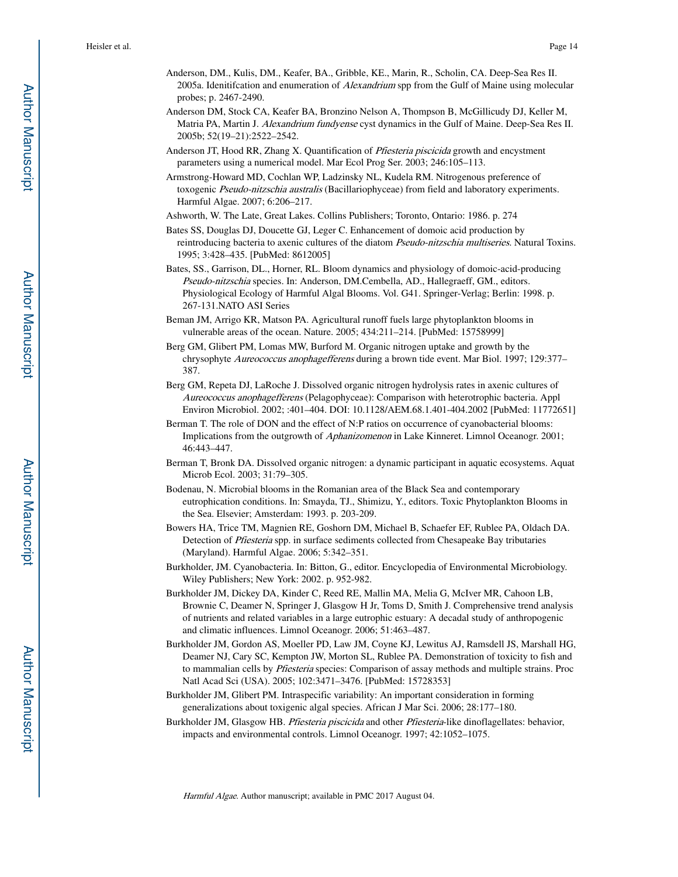Anderson, DM., Kulis, DM., Keafer, BA., Gribble, KE., Marin, R., Scholin, CA. Deep-Sea Res II. 2005a. Idenitifcation and enumeration of *Alexandrium* spp from the Gulf of Maine using molecular probes; p. 2467-2490.

Anderson DM, Stock CA, Keafer BA, Bronzino Nelson A, Thompson B, McGillicudy DJ, Keller M, Matria PA, Martin J. *Alexandrium fundyense* cyst dynamics in the Gulf of Maine. Deep-Sea Res II. 2005b; 52(19–21):2522–2542.

Anderson JT, Hood RR, Zhang X. Quantification of *Pfiesteria piscicida* growth and encystment parameters using a numerical model. Mar Ecol Prog Ser. 2003; 246:105–113.

Armstrong-Howard MD, Cochlan WP, Ladzinsky NL, Kudela RM. Nitrogenous preference of toxogenic *Pseudo-nitzschia australis* (Bacillariophyceae) from field and laboratory experiments. Harmful Algae. 2007; 6:206–217.

Ashworth, W. The Late, Great Lakes. Collins Publishers; Toronto, Ontario: 1986. p. 274

Bates SS, Douglas DJ, Doucette GJ, Leger C. Enhancement of domoic acid production by reintroducing bacteria to axenic cultures of the diatom *Pseudo-nitzschia multiseries*. Natural Toxins. 1995; 3:428–435. [PubMed: 8612005]

Bates, SS., Garrison, DL., Horner, RL. Bloom dynamics and physiology of domoic-acid-producing *Pseudo-nitzschia* species. In: Anderson, DM.Cembella, AD., Hallegraeff, GM., editors. Physiological Ecology of Harmful Algal Blooms. Vol. G41. Springer-Verlag; Berlin: 1998. p. 267-131.NATO ASI Series

Beman JM, Arrigo KR, Matson PA. Agricultural runoff fuels large phytoplankton blooms in vulnerable areas of the ocean. Nature. 2005; 434:211–214. [PubMed: 15758999]

Berg GM, Glibert PM, Lomas MW, Burford M. Organic nitrogen uptake and growth by the chrysophyte *Aureococcus anophagefferens* during a brown tide event. Mar Biol. 1997; 129:377–387.

Berg GM, Repeta DJ, LaRoche J. Dissolved organic nitrogen hydrolysis rates in axenic cultures of *Aureococcus anophagefferens* (Pelagophyceae): Comparison with heterotrophic bacteria. Appl Environ Microbiol. 2002; :401–404. DOI: 10.1128/AEM.68.1.401-404.2002 [PubMed: 11772651]

Berman T. The role of DON and the effect of N:P ratios on occurrence of cyanobacterial blooms: Implications from the outgrowth of *Aphanizomenon* in Lake Kinneret. Limnol Oceanogr. 2001; 46:443–447.

Berman T, Bronk DA. Dissolved organic nitrogen: a dynamic participant in aquatic ecosystems. Aquat Microb Ecol. 2003; 31:79–305.

Bodenau, N. Microbial blooms in the Romanian area of the Black Sea and contemporary eutrophication conditions. In: Smayda, TJ., Shimizu, Y., editors. Toxic Phytoplankton Blooms in the Sea. Elsevier; Amsterdam: 1993. p. 203-209.

Bowers HA, Trice TM, Magnien RE, Goshorn DM, Michael B, Schaefer EF, Rublee PA, Oldach DA. Detection of *Pfiesteria* spp. in surface sediments collected from Chesapeake Bay tributaries (Maryland). Harmful Algae. 2006; 5:342–351.

Burkholder, JM. Cyanobacteria. In: Bitton, G., editor. Encyclopedia of Environmental Microbiology. Wiley Publishers; New York: 2002. p. 952-982.

Burkholder JM, Dickey DA, Kinder C, Reed RE, Mallin MA, Melia G, McIver MR, Cahoon LB, Brownie C, Deamer N, Springer J, Glasgow H Jr, Toms D, Smith J. Comprehensive trend analysis of nutrients and related variables in a large eutrophic estuary: A decadal study of anthropogenic and climatic influences. Limnol Oceanogr. 2006; 51:463–487.

Burkholder JM, Gordon AS, Moeller PD, Law JM, Coyne KJ, Lewitus AJ, Ramsdell JS, Marshall HG, Deamer NJ, Cary SC, Kempton JW, Morton SL, Rublee PA. Demonstration of toxicity to fish and to mammalian cells by *Pfiesteria* species: Comparison of assay methods and multiple strains. Proc Natl Acad Sci (USA). 2005; 102:3471–3476. [PubMed: 15728353]

Burkholder JM, Glibert PM. Intraspecific variability: An important consideration in forming generalizations about toxigenic algal species. African J Mar Sci. 2006; 28:177–180.

Burkholder JM, Glasgow HB. *Pfiesteria piscicida* and other *Pfiesteria*-like dinoflagellates: behavior, impacts and environmental controls. Limnol Oceanogr. 1997; 42:1052–1075.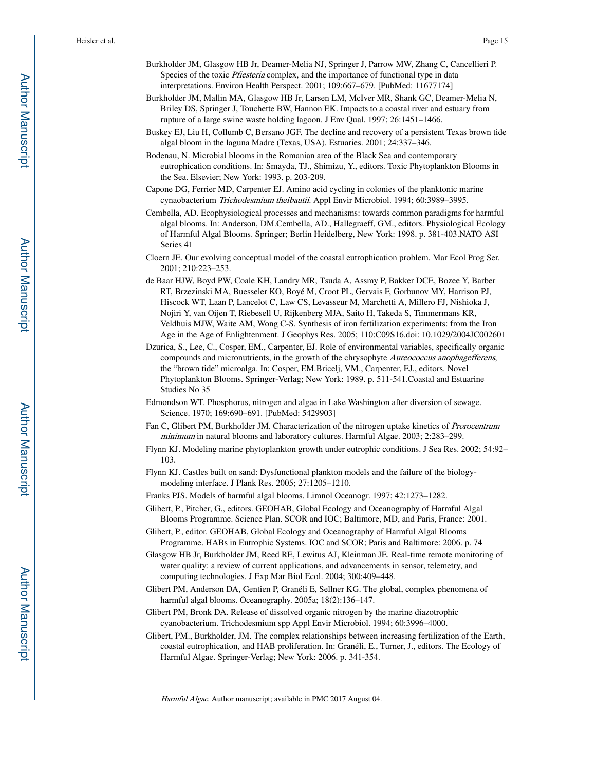Burkholder JM, Glasgow HB Jr, Deamer-Melia NJ, Springer J, Parrow MW, Zhang C, Cancellieri P. Species of the toxic *Pfiesteria* complex, and the importance of functional type in data interpretations. Environ Health Perspect. 2001; 109:667–679. [PubMed: 11677174]

Burkholder JM, Mallin MA, Glasgow HB Jr, Larsen LM, McIver MR, Shank GC, Deamer-Melia N, Briley DS, Springer J, Touchette BW, Hannon EK. Impacts to a coastal river and estuary from rupture of a large swine waste holding lagoon. J Env Qual. 1997; 26:1451–1466.

Buskey EJ, Liu H, Collumb C, Bersano JGF. The decline and recovery of a persistent Texas brown tide algal bloom in the laguna Madre (Texas, USA). Estuaries. 2001; 24:337–346.

Bodenau, N. Microbial blooms in the Romanian area of the Black Sea and contemporary eutrophication conditions. In: Smayda, TJ., Shimizu, Y., editors. Toxic Phytoplankton Blooms in the Sea. Elsevier; New York: 1993. p. 203-209.

Capone DG, Ferrier MD, Carpenter EJ. Amino acid cycling in colonies of the planktonic marine cynaobacterium *Trichodesmium theibautii*. Appl Envir Microbiol. 1994; 60:3989–3995.

Cembella, AD. Ecophysiological processes and mechanisms: towards common paradigms for harmful algal blooms. In: Anderson, DM.Cembella, AD., Hallegraeff, GM., editors. Physiological Ecology of Harmful Algal Blooms. Springer; Berlin Heidelberg, New York: 1998. p. 381-403.NATO ASI Series 41

Cloern JE. Our evolving conceptual model of the coastal eutrophication problem. Mar Ecol Prog Ser. 2001; 210:223–253.

de Baar HJW, Boyd PW, Coale KH, Landry MR, Tsuda A, Assmy P, Bakker DCE, Bozee Y, Barber RT, Brzezinski MA, Buesseler KO, Boyé M, Croot PL, Gervais F, Gorbunov MY, Harrison PJ, Hiscock WT, Laan P, Lancelot C, Law CS, Levasseur M, Marchetti A, Millero FJ, Nishioka J, Nojiri Y, van Oijen T, Riebesell U, Rijkenberg MJA, Saito H, Takeda S, Timmermans KR, Veldhuis MJW, Waite AM, Wong C-S. Synthesis of iron fertilization experiments: from the Iron Age in the Age of Enlightenment. J Geophys Res. 2005; 110:C09S16.doi: 10.1029/2004JC002601

Dzurica, S., Lee, C., Cosper, EM., Carpenter, EJ. Role of environmental variables, specifically organic compounds and micronutrients, in the growth of the chrysophyte *Aureococcus anophagefferens*, the "brown tide" microalga. In: Cosper, EM.Bricelj, VM., Carpenter, EJ., editors. Novel Phytoplankton Blooms. Springer-Verlag; New York: 1989. p. 511-541.Coastal and Estuarine Studies No 35

Edmondson WT. Phosphorus, nitrogen and algae in Lake Washington after diversion of sewage. Science. 1970; 169:690–691. [PubMed: 5429903]

Fan C, Glibert PM, Burkholder JM. Characterization of the nitrogen uptake kinetics of *Prorocentrum minimum* in natural blooms and laboratory cultures. Harmful Algae. 2003; 2:283–299.

Flynn KJ. Modeling marine phytoplankton growth under eutrophic conditions. J Sea Res. 2002; 54:92–103.

Flynn KJ. Castles built on sand: Dysfunctional plankton models and the failure of the biology-modeling interface. J Plank Res. 2005; 27:1205–1210.

Franks PJS. Models of harmful algal blooms. Limnol Oceanogr. 1997; 42:1273–1282.

Glibert, P., Pitcher, G., editors. GEOHAB, Global Ecology and Oceanography of Harmful Algal Blooms Programme. Science Plan. SCOR and IOC; Baltimore, MD, and Paris, France: 2001.

Glibert, P., editor. GEOHAB, Global Ecology and Oceanography of Harmful Algal Blooms Programme. HABs in Eutrophic Systems. IOC and SCOR; Paris and Baltimore: 2006. p. 74

Glasgow HB Jr, Burkholder JM, Reed RE, Lewitus AJ, Kleinman JE. Real-time remote monitoring of water quality: a review of current applications, and advancements in sensor, telemetry, and computing technologies. J Exp Mar Biol Ecol. 2004; 300:409–448.

Glibert PM, Anderson DA, Gentien P, Granéli E, Sellner KG. The global, complex phenomena of harmful algal blooms. Oceanography. 2005a; 18(2):136–147.

Glibert PM, Bronk DA. Release of dissolved organic nitrogen by the marine diazotrophic cyanobacterium. Trichodesmium spp Appl Envir Microbiol. 1994; 60:3996–4000.

Glibert, PM., Burkholder, JM. The complex relationships between increasing fertilization of the Earth, coastal eutrophication, and HAB proliferation. In: Granéli, E., Turner, J., editors. The Ecology of Harmful Algae. Springer-Verlag; New York: 2006. p. 341-354.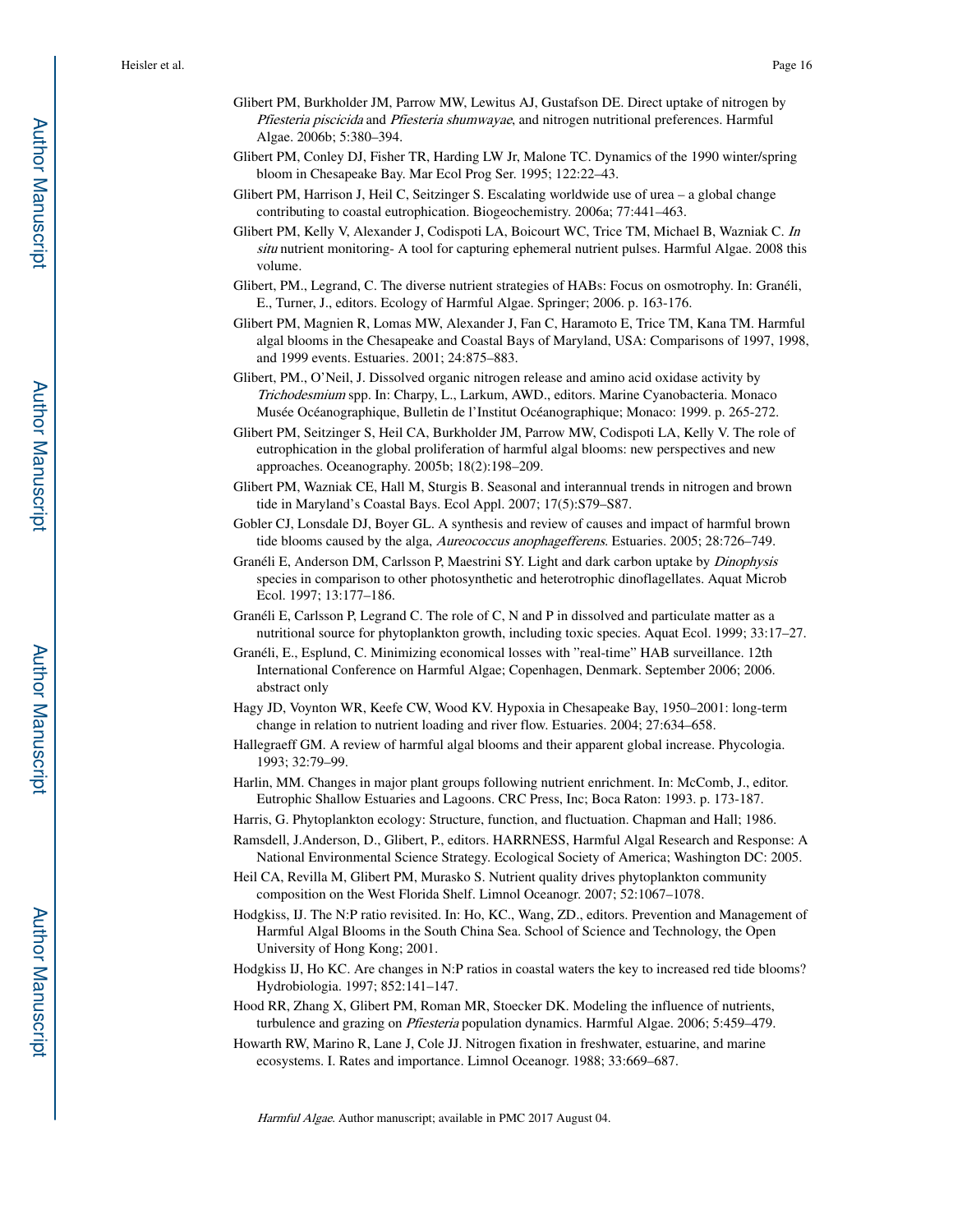Glibert PM, Burkholder JM, Parrow MW, Lewitus AJ, Gustafson DE. Direct uptake of nitrogen by *Pfiesteria piscicida* and *Pfiesteria shumwayae*, and nitrogen nutritional preferences. Harmful Algae. 2006b; 5:380–394.

Glibert PM, Conley DJ, Fisher TR, Harding LW Jr, Malone TC. Dynamics of the 1990 winter/spring bloom in Chesapeake Bay. Mar Ecol Prog Ser. 1995; 122:22–43.

Glibert PM, Harrison J, Heil C, Seitzinger S. Escalating worldwide use of urea – a global change contributing to coastal eutrophication. Biogeochemistry. 2006a; 77:441–463.

Glibert PM, Kelly V, Alexander J, Codispoti LA, Boicourt WC, Trice TM, Michael B, Wazniak C. *In situ* nutrient monitoring- A tool for capturing ephemeral nutrient pulses. Harmful Algae. 2008 this volume.

Glibert, PM., Legrand, C. The diverse nutrient strategies of HABs: Focus on osmotrophy. In: Granéli, E., Turner, J., editors. Ecology of Harmful Algae. Springer; 2006. p. 163-176.

Glibert PM, Magnien R, Lomas MW, Alexander J, Fan C, Haramoto E, Trice TM, Kana TM. Harmful algal blooms in the Chesapeake and Coastal Bays of Maryland, USA: Comparisons of 1997, 1998, and 1999 events. Estuaries. 2001; 24:875–883.

Glibert, PM., O'Neil, J. Dissolved organic nitrogen release and amino acid oxidase activity by *Trichodesmium* spp. In: Charpy, L., Larkum, AWD., editors. Marine Cyanobacteria. Monaco Musée Océanographique, Bulletin de l'Institut Océanographique; Monaco: 1999. p. 265-272.

Glibert PM, Seitzinger S, Heil CA, Burkholder JM, Parrow MW, Codispoti LA, Kelly V. The role of eutrophication in the global proliferation of harmful algal blooms: new perspectives and new approaches. Oceanography. 2005b; 18(2):198–209.

Glibert PM, Wazniak CE, Hall M, Sturgis B. Seasonal and interannual trends in nitrogen and brown tide in Maryland's Coastal Bays. Ecol Appl. 2007; 17(5):S79–S87.

Gobler CJ, Lonsdale DJ, Boyer GL. A synthesis and review of causes and impact of harmful brown tide blooms caused by the alga, *Aureococcus anophagefferens*. Estuaries. 2005; 28:726–749.

Granéli E, Anderson DM, Carlsson P, Maestrini SY. Light and dark carbon uptake by *Dinophysis* species in comparison to other photosynthetic and heterotrophic dinoflagellates. Aquat Microb Ecol. 1997; 13:177–186.

Granéli E, Carlsson P, Legrand C. The role of C, N and P in dissolved and particulate matter as a nutritional source for phytoplankton growth, including toxic species. Aquat Ecol. 1999; 33:17–27.

Granéli, E., Esplund, C. Minimizing economical losses with "real-time" HAB surveillance. 12th International Conference on Harmful Algae; Copenhagen, Denmark. September 2006; 2006. abstract only

Hagy JD, Voynton WR, Keefe CW, Wood KV. Hypoxia in Chesapeake Bay, 1950–2001: long-term change in relation to nutrient loading and river flow. Estuaries. 2004; 27:634–658.

Hallegraeff GM. A review of harmful algal blooms and their apparent global increase. Phycologia. 1993; 32:79–99.

Harlin, MM. Changes in major plant groups following nutrient enrichment. In: McComb, J., editor. Eutrophic Shallow Estuaries and Lagoons. CRC Press, Inc; Boca Raton: 1993. p. 173-187.

Harris, G. Phytoplankton ecology: Structure, function, and fluctuation. Chapman and Hall; 1986.

Ramsdell, J.Anderson, D., Glibert, P., editors. HARRNESS, Harmful Algal Research and Response: A National Environmental Science Strategy. Ecological Society of America; Washington DC: 2005.

Heil CA, Revilla M, Glibert PM, Murasko S. Nutrient quality drives phytoplankton community composition on the West Florida Shelf. Limnol Oceanogr. 2007; 52:1067–1078.

Hodgkiss, IJ. The N:P ratio revisited. In: Ho, KC., Wang, ZD., editors. Prevention and Management of Harmful Algal Blooms in the South China Sea. School of Science and Technology, the Open University of Hong Kong; 2001.

Hodgkiss IJ, Ho KC. Are changes in N:P ratios in coastal waters the key to increased red tide blooms? Hydrobiologia. 1997; 852:141–147.

Hood RR, Zhang X, Glibert PM, Roman MR, Stoecker DK. Modeling the influence of nutrients, turbulence and grazing on *Pfiesteria* population dynamics. Harmful Algae. 2006; 5:459–479.

Howarth RW, Marino R, Lane J, Cole JJ. Nitrogen fixation in freshwater, estuarine, and marine ecosystems. I. Rates and importance. Limnol Oceanogr. 1988; 33:669–687.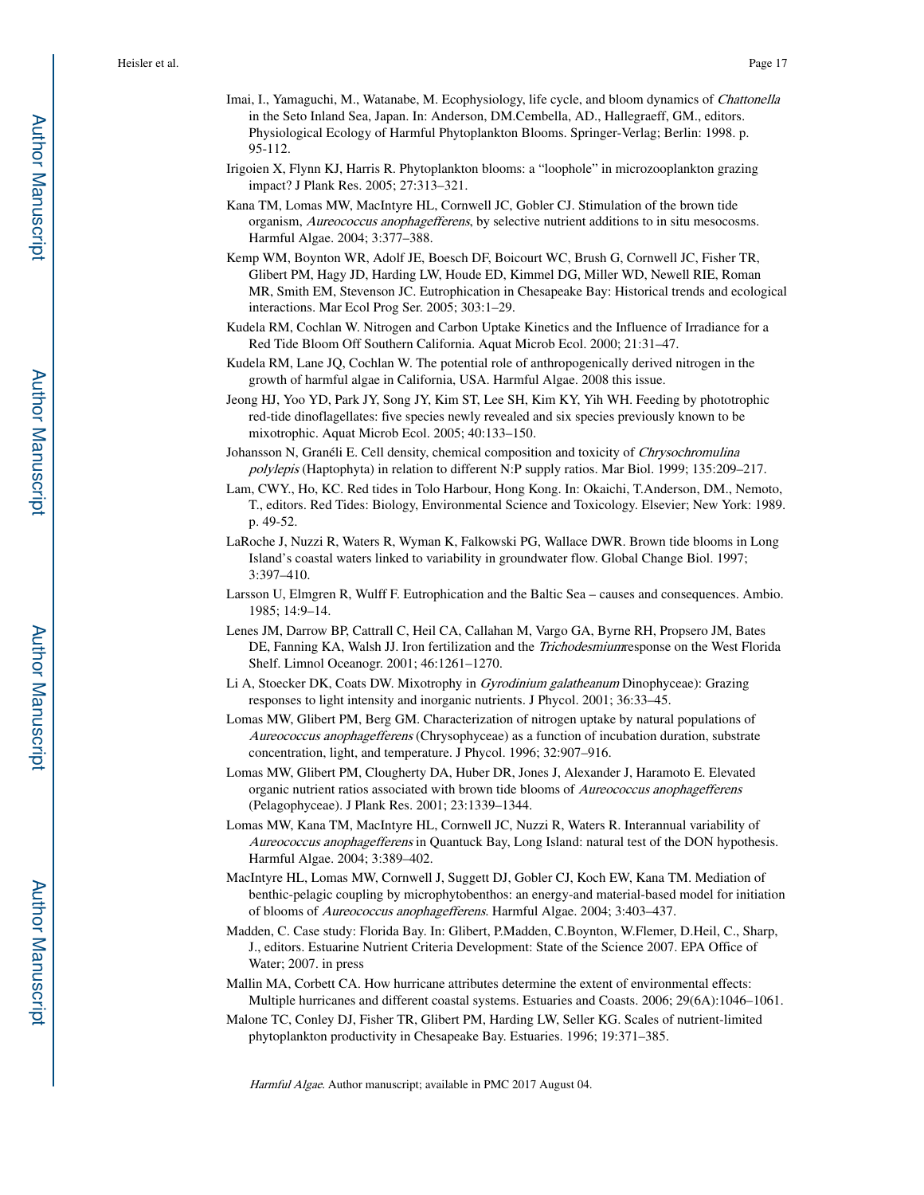Imai, I., Yamaguchi, M., Watanabe, M. Ecophysiology, life cycle, and bloom dynamics of *Chattonella* in the Seto Inland Sea, Japan. In: Anderson, DM.Cembella, AD., Hallegraeff, GM., editors. Physiological Ecology of Harmful Phytoplankton Blooms. Springer-Verlag; Berlin: 1998. p. 95-112.

Irigoien X, Flynn KJ, Harris R. Phytoplankton blooms: a "loophole" in microzooplankton grazing impact? J Plank Res. 2005; 27:313–321.

Kana TM, Lomas MW, MacIntyre HL, Cornwell JC, Gobler CJ. Stimulation of the brown tide organism, *Aureococcus anophagefferens*, by selective nutrient additions to in situ mesocosms. Harmful Algae. 2004; 3:377–388.

Kemp WM, Boynton WR, Adolf JE, Boesch DF, Boicourt WC, Brush G, Cornwell JC, Fisher TR, Glibert PM, Hagy JD, Harding LW, Houde ED, Kimmel DG, Miller WD, Newell RIE, Roman MR, Smith EM, Stevenson JC. Eutrophication in Chesapeake Bay: Historical trends and ecological interactions. Mar Ecol Prog Ser. 2005; 303:1–29.

Kudela RM, Cochlan W. Nitrogen and Carbon Uptake Kinetics and the Influence of Irradiance for a Red Tide Bloom Off Southern California. Aquat Microb Ecol. 2000; 21:31–47.

Kudela RM, Lane JQ, Cochlan W. The potential role of anthropogenically derived nitrogen in the growth of harmful algae in California, USA. Harmful Algae. 2008 this issue.

Jeong HJ, Yoo YD, Park JY, Song JY, Kim ST, Lee SH, Kim KY, Yih WH. Feeding by phototrophic red-tide dinoflagellates: five species newly revealed and six species previously known to be mixotrophic. Aquat Microb Ecol. 2005; 40:133–150.

Johansson N, Granéli E. Cell density, chemical composition and toxicity of *Chrysochromulina polylepis* (Haptophyta) in relation to different N:P supply ratios. Mar Biol. 1999; 135:209–217.

Lam, CWY., Ho, KC. Red tides in Tolo Harbour, Hong Kong. In: Okaichi, T.Anderson, DM., Nemoto, T., editors. Red Tides: Biology, Environmental Science and Toxicology. Elsevier; New York: 1989. p. 49-52.

LaRoche J, Nuzzi R, Waters R, Wyman K, Falkowski PG, Wallace DWR. Brown tide blooms in Long Island's coastal waters linked to variability in groundwater flow. Global Change Biol. 1997; 3:397–410.

Larsson U, Elmgren R, Wulff F. Eutrophication and the Baltic Sea – causes and consequences. Ambio. 1985; 14:9–14.

Lenes JM, Darrow BP, Cattrall C, Heil CA, Callahan M, Vargo GA, Byrne RH, Propsero JM, Bates DE, Fanning KA, Walsh JJ. Iron fertilization and the *Trichodesmium*response on the West Florida Shelf. Limnol Oceanogr. 2001; 46:1261–1270.

Li A, Stoecker DK, Coats DW. Mixotrophy in *Gyrodinium galatheanum* Dinophyceae): Grazing responses to light intensity and inorganic nutrients. J Phycol. 2001; 36:33–45.

Lomas MW, Glibert PM, Berg GM. Characterization of nitrogen uptake by natural populations of *Aureococcus anophagefferens* (Chrysophyceae) as a function of incubation duration, substrate concentration, light, and temperature. J Phycol. 1996; 32:907–916.

Lomas MW, Glibert PM, Clougherty DA, Huber DR, Jones J, Alexander J, Haramoto E. Elevated organic nutrient ratios associated with brown tide blooms of *Aureococcus anophagefferens* (Pelagophyceae). J Plank Res. 2001; 23:1339–1344.

Lomas MW, Kana TM, MacIntyre HL, Cornwell JC, Nuzzi R, Waters R. Interannual variability of *Aureococcus anophagefferens* in Quantuck Bay, Long Island: natural test of the DON hypothesis. Harmful Algae. 2004; 3:389–402.

MacIntyre HL, Lomas MW, Cornwell J, Suggett DJ, Gobler CJ, Koch EW, Kana TM. Mediation of benthic-pelagic coupling by microphytobenthos: an energy-and material-based model for initiation of blooms of *Aureococcus anophagefferens*. Harmful Algae. 2004; 3:403–437.

Madden, C. Case study: Florida Bay. In: Glibert, P.Madden, C.Boynton, W.Flemer, D.Heil, C., Sharp, J., editors. Estuarine Nutrient Criteria Development: State of the Science 2007. EPA Office of Water; 2007. in press

Mallin MA, Corbett CA. How hurricane attributes determine the extent of environmental effects: Multiple hurricanes and different coastal systems. Estuaries and Coasts. 2006; 29(6A):1046–1061.

Malone TC, Conley DJ, Fisher TR, Glibert PM, Harding LW, Seller KG. Scales of nutrient-limited phytoplankton productivity in Chesapeake Bay. Estuaries. 1996; 19:371–385.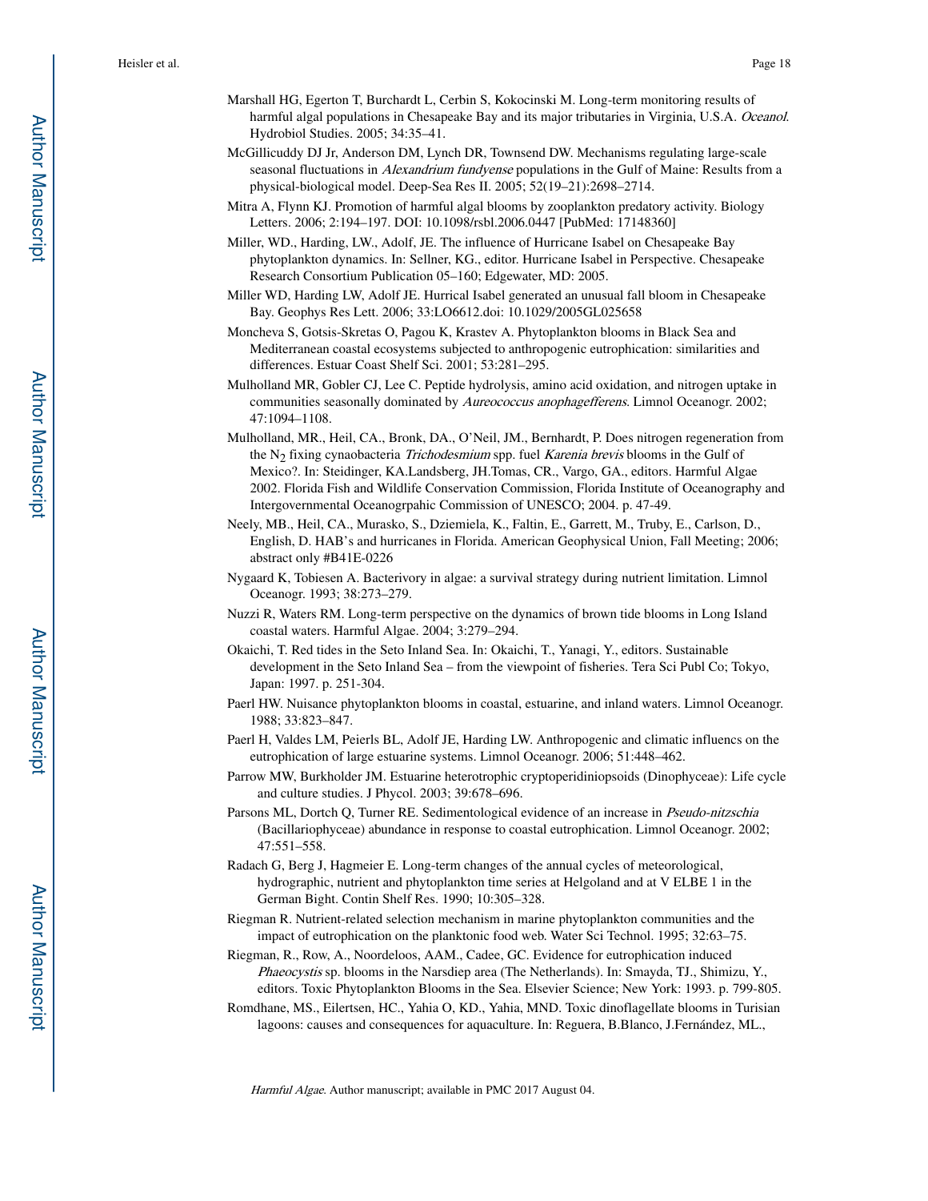Marshall HG, Egerton T, Burchardt L, Cerbin S, Kokocinski M. Long-term monitoring results of harmful algal populations in Chesapeake Bay and its major tributaries in Virginia, U.S.A. *Oceanol*. Hydrobiol Studies. 2005; 34:35–41.

McGillicuddy DJ Jr, Anderson DM, Lynch DR, Townsend DW. Mechanisms regulating large-scale seasonal fluctuations in *Alexandrium fundyense* populations in the Gulf of Maine: Results from a physical-biological model. Deep-Sea Res II. 2005; 52(19–21):2698–2714.

Mitra A, Flynn KJ. Promotion of harmful algal blooms by zooplankton predatory activity. Biology Letters. 2006; 2:194–197. DOI: 10.1098/rsbl.2006.0447 [PubMed: 17148360]

Miller, WD., Harding, LW., Adolf, JE. The influence of Hurricane Isabel on Chesapeake Bay phytoplankton dynamics. In: Sellner, KG., editor. Hurricane Isabel in Perspective. Chesapeake Research Consortium Publication 05–160; Edgewater, MD: 2005.

Miller WD, Harding LW, Adolf JE. Hurrical Isabel generated an unusual fall bloom in Chesapeake Bay. Geophys Res Lett. 2006; 33:LO6612.doi: 10.1029/2005GL025658

Moncheva S, Gotsis-Skretas O, Pagou K, Krastev A. Phytoplankton blooms in Black Sea and Mediterranean coastal ecosystems subjected to anthropogenic eutrophication: similarities and differences. Estuar Coast Shelf Sci. 2001; 53:281–295.

Mulholland MR, Gobler CJ, Lee C. Peptide hydrolysis, amino acid oxidation, and nitrogen uptake in communities seasonally dominated by *Aureococcus anophagefferens*. Limnol Oceanogr. 2002; 47:1094–1108.

Mulholland, MR., Heil, CA., Bronk, DA., O'Neil, JM., Bernhardt, P. Does nitrogen regeneration from the $N_2$ fixing cynaobacteria *Trichodesmium* spp. fuel *Karenia brevis* blooms in the Gulf of Mexico?. In: Steidinger, KA.Landsberg, JH.Tomas, CR., Vargo, GA., editors. Harmful Algae 2002. Florida Fish and Wildlife Conservation Commission, Florida Institute of Oceanography and Intergovernmental Oceanogrpahic Commission of UNESCO; 2004. p. 47-49.

Neely, MB., Heil, CA., Murasko, S., Dziemiela, K., Faltin, E., Garrett, M., Truby, E., Carlson, D., English, D. HAB's and hurricanes in Florida. American Geophysical Union, Fall Meeting; 2006; abstract only #B41E-0226

Nygaard K, Tobiesen A. Bacterivory in algae: a survival strategy during nutrient limitation. Limnol Oceanogr. 1993; 38:273–279.

Nuzzi R, Waters RM. Long-term perspective on the dynamics of brown tide blooms in Long Island coastal waters. Harmful Algae. 2004; 3:279–294.

Okaichi, T. Red tides in the Seto Inland Sea. In: Okaichi, T., Yanagi, Y., editors. Sustainable development in the Seto Inland Sea – from the viewpoint of fisheries. Tera Sci Publ Co; Tokyo, Japan: 1997. p. 251-304.

Paerl HW. Nuisance phytoplankton blooms in coastal, estuarine, and inland waters. Limnol Oceanogr. 1988; 33:823–847.

Paerl H, Valdes LM, Peierls BL, Adolf JE, Harding LW. Anthropogenic and climatic influencs on the eutrophication of large estuarine systems. Limnol Oceanogr. 2006; 51:448–462.

Parrow MW, Burkholder JM. Estuarine heterotrophic cryptoperidiniopsoids (Dinophyceae): Life cycle and culture studies. J Phycol. 2003; 39:678–696.

Parsons ML, Dortch Q, Turner RE. Sedimentological evidence of an increase in *Pseudo-nitzschia* (Bacillariophyceae) abundance in response to coastal eutrophication. Limnol Oceanogr. 2002; 47:551–558.

Radach G, Berg J, Hagmeier E. Long-term changes of the annual cycles of meteorological, hydrographic, nutrient and phytoplankton time series at Helgoland and at V ELBE 1 in the German Bight. Contin Shelf Res. 1990; 10:305–328.

Riegman R. Nutrient-related selection mechanism in marine phytoplankton communities and the impact of eutrophication on the planktonic food web. Water Sci Technol. 1995; 32:63–75.

Riegman, R., Row, A., Noordeloos, AAM., Cadee, GC. Evidence for eutrophication induced *Phaeocystis* sp. blooms in the Narsdiep area (The Netherlands). In: Smayda, TJ., Shimizu, Y., editors. Toxic Phytoplankton Blooms in the Sea. Elsevier Science; New York: 1993. p. 799-805.

Romdhane, MS., Eilertsen, HC., Yahia O, KD., Yahia, MND. Toxic dinoflagellate blooms in Turisian lagoons: causes and consequences for aquaculture. In: Reguera, B.Blanco, J.Fernández, ML.,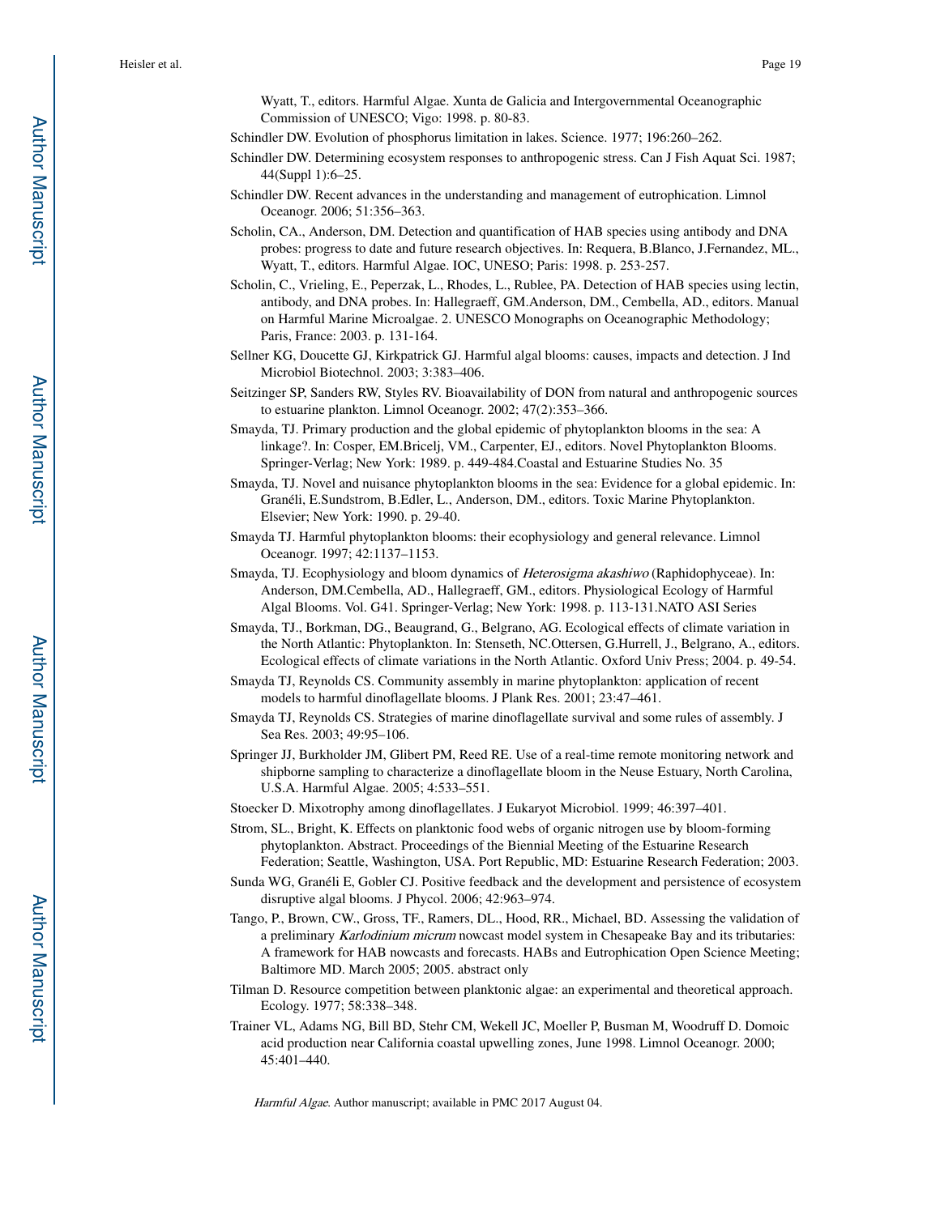Wyatt, T., editors. Harmful Algae. Xunta de Galicia and Intergovernmental Oceanographic Commission of UNESCO; Vigo: 1998. p. 80-83.

Schindler DW. Evolution of phosphorus limitation in lakes. Science. 1977; 196:260–262.

Schindler DW. Determining ecosystem responses to anthropogenic stress. Can J Fish Aquat Sci. 1987; 44(Suppl 1):6–25.

Schindler DW. Recent advances in the understanding and management of eutrophication. Limnol Oceanogr. 2006; 51:356–363.

Scholin, CA., Anderson, DM. Detection and quantification of HAB species using antibody and DNA probes: progress to date and future research objectives. In: Requera, B.Blanco, J.Fernandez, ML., Wyatt, T., editors. Harmful Algae. IOC, UNESO; Paris: 1998. p. 253-257.

Scholin, C., Vrieling, E., Peperzak, L., Rhodes, L., Rublee, PA. Detection of HAB species using lectin, antibody, and DNA probes. In: Hallegraeff, GM.Anderson, DM., Cembella, AD., editors. Manual on Harmful Marine Microalgae. 2. UNESCO Monographs on Oceanographic Methodology; Paris, France: 2003. p. 131-164.

Sellner KG, Doucette GJ, Kirkpatrick GJ. Harmful algal blooms: causes, impacts and detection. J Ind Microbiol Biotechnol. 2003; 3:383–406.

Seitzinger SP, Sanders RW, Styles RV. Bioavailability of DON from natural and anthropogenic sources to estuarine plankton. Limnol Oceanogr. 2002; 47(2):353–366.

Smayda, TJ. Primary production and the global epidemic of phytoplankton blooms in the sea: A linkage?. In: Cosper, EM.Bricelj, VM., Carpenter, EJ., editors. Novel Phytoplankton Blooms. Springer-Verlag; New York: 1989. p. 449-484.Coastal and Estuarine Studies No. 35

Smayda, TJ. Novel and nuisance phytoplankton blooms in the sea: Evidence for a global epidemic. In: Granéli, E.Sundstrom, B.Edler, L., Anderson, DM., editors. Toxic Marine Phytoplankton. Elsevier; New York: 1990. p. 29-40.

Smayda TJ. Harmful phytoplankton blooms: their ecophysiology and general relevance. Limnol Oceanogr. 1997; 42:1137–1153.

Smayda, TJ. Ecophysiology and bloom dynamics of *Heterosigma akashiwo* (Raphidophyceae). In: Anderson, DM.Cembella, AD., Hallegraeff, GM., editors. Physiological Ecology of Harmful Algal Blooms. Vol. G41. Springer-Verlag; New York: 1998. p. 113-131.NATO ASI Series

Smayda, TJ., Borkman, DG., Beaugrand, G., Belgrano, AG. Ecological effects of climate variation in the North Atlantic: Phytoplankton. In: Stenseth, NC.Ottersen, G.Hurrell, J., Belgrano, A., editors. Ecological effects of climate variations in the North Atlantic. Oxford Univ Press; 2004. p. 49-54.

Smayda TJ, Reynolds CS. Community assembly in marine phytoplankton: application of recent models to harmful dinoflagellate blooms. J Plank Res. 2001; 23:47–461.

Smayda TJ, Reynolds CS. Strategies of marine dinoflagellate survival and some rules of assembly. J Sea Res. 2003; 49:95–106.

Springer JJ, Burkholder JM, Glibert PM, Reed RE. Use of a real-time remote monitoring network and shipborne sampling to characterize a dinoflagellate bloom in the Neuse Estuary, North Carolina, U.S.A. Harmful Algae. 2005; 4:533–551.

Stoecker D. Mixotrophy among dinoflagellates. J Eukaryot Microbiol. 1999; 46:397–401.

Strom, SL., Bright, K. Effects on planktonic food webs of organic nitrogen use by bloom-forming phytoplankton. Abstract. Proceedings of the Biennial Meeting of the Estuarine Research Federation; Seattle, Washington, USA. Port Republic, MD: Estuarine Research Federation; 2003.

Sunda WG, Granéli E, Gobler CJ. Positive feedback and the development and persistence of ecosystem disruptive algal blooms. J Phycol. 2006; 42:963–974.

Tango, P., Brown, CW., Gross, TF., Ramers, DL., Hood, RR., Michael, BD. Assessing the validation of a preliminary *Karlodinium micrum* nowcast model system in Chesapeake Bay and its tributaries: A framework for HAB nowcasts and forecasts. HABs and Eutrophication Open Science Meeting; Baltimore MD. March 2005; 2005. abstract only

Tilman D. Resource competition between planktonic algae: an experimental and theoretical approach. Ecology. 1977; 58:338–348.

Trainer VL, Adams NG, Bill BD, Stehr CM, Wekell JC, Moeller P, Busman M, Woodruff D. Domoic acid production near California coastal upwelling zones, June 1998. Limnol Oceanogr. 2000; 45:401–440.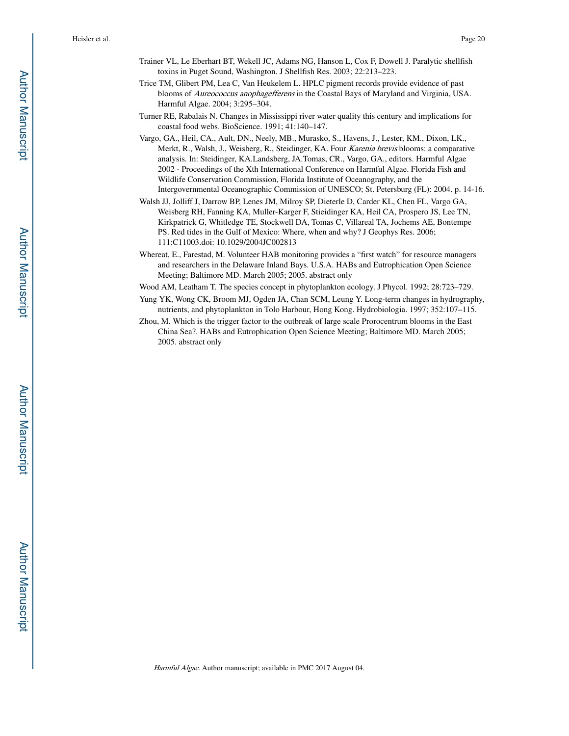Trainer VL, Le Eberhart BT, Wekell JC, Adams NG, Hanson L, Cox F, Dowell J. Paralytic shellfish toxins in Puget Sound, Washington. J Shellfish Res. 2003; 22:213–223.

Trice TM, Glibert PM, Lea C, Van Heukelem L. HPLC pigment records provide evidence of past blooms of *Aureococcus anophagefferens* in the Coastal Bays of Maryland and Virginia, USA. Harmful Algae. 2004; 3:295–304.

Turner RE, Rabalais N. Changes in Mississippi river water quality this century and implications for coastal food webs. BioScience. 1991; 41:140–147.

Vargo, GA., Heil, CA., Ault, DN., Neely, MB., Murasko, S., Havens, J., Lester, KM., Dixon, LK., Merkt, R., Walsh, J., Weisberg, R., Steidinger, KA. Four *Karenia brevis* blooms: a comparative analysis. In: Steidinger, KA.Landsberg, JA.Tomas, CR., Vargo, GA., editors. Harmful Algae 2002 - Proceedings of the Xth International Conference on Harmful Algae. Florida Fish and Wildlife Conservation Commission, Florida Institute of Oceanography, and the Intergovernmental Oceanographic Commission of UNESCO; St. Petersburg (FL): 2004. p. 14-16.

Walsh JJ, Jolliff J, Darrow BP, Lenes JM, Milroy SP, Dieterle D, Carder KL, Chen FL, Vargo GA, Weisberg RH, Fanning KA, Muller-Karger F, Stieidinger KA, Heil CA, Prospero JS, Lee TN, Kirkpatrick G, Whitledge TE, Stockwell DA, Tomas C, Villareal TA, Jochems AE, Bontempe PS. Red tides in the Gulf of Mexico: Where, when and why? J Geophys Res. 2006; 111:C11003.doi: 10.1029/2004JC002813

Whereat, E., Farestad, M. Volunteer HAB monitoring provides a "first watch" for resource managers and researchers in the Delaware Inland Bays. U.S.A. HABs and Eutrophication Open Science Meeting; Baltimore MD. March 2005; 2005. abstract only

Wood AM, Leatham T. The species concept in phytoplankton ecology. J Phycol. 1992; 28:723–729.

Yung YK, Wong CK, Broom MJ, Ogden JA, Chan SCM, Leung Y. Long-term changes in hydrography, nutrients, and phytoplankton in Tolo Harbour, Hong Kong. Hydrobiologia. 1997; 352:107–115.

Zhou, M. Which is the trigger factor to the outbreak of large scale Prorocentrum blooms in the East China Sea?. HABs and Eutrophication Open Science Meeting; Baltimore MD. March 2005; 2005. abstract only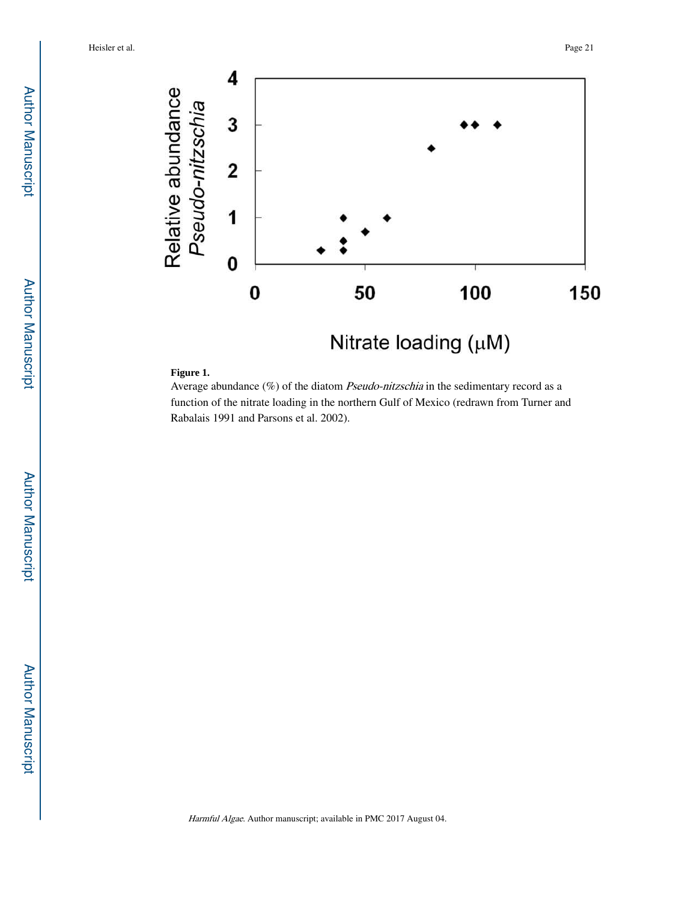**Figure 1.**

Average abundance (%) of the diatom *Pseudo-nitzschia* in the sedimentary record as a function of the nitrate loading in the northern Gulf of Mexico (redrawn from Turner and Rabalais 1991 and Parsons et al. 2002).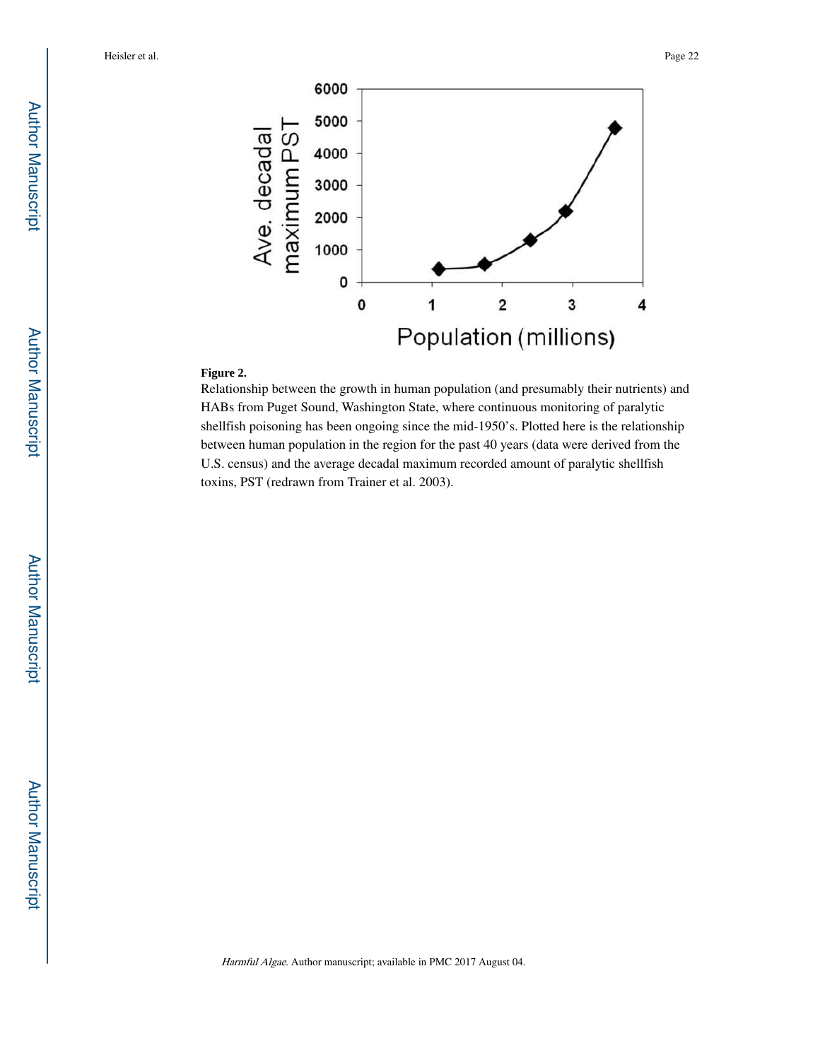**Figure 2.**

Relationship between the growth in human population (and presumably their nutrients) and HABs from Puget Sound, Washington State, where continuous monitoring of paralytic shellfish poisoning has been ongoing since the mid-1950's. Plotted here is the relationship between human population in the region for the past 40 years (data were derived from the U.S. census) and the average decadal maximum recorded amount of paralytic shellfish toxins, PST (redrawn from Trainer et al. 2003).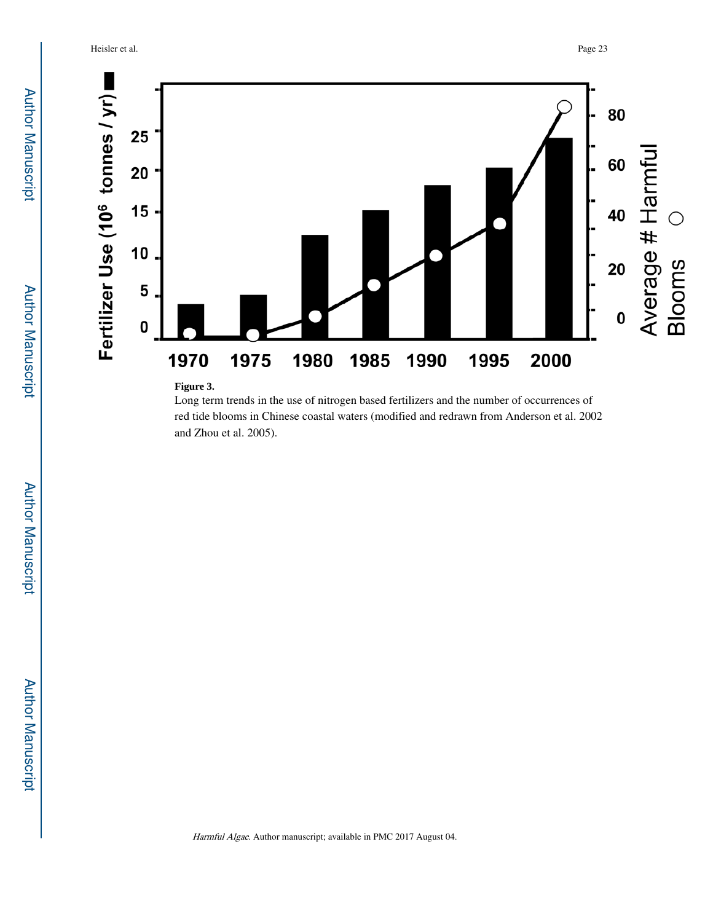**Figure 3.**

Long term trends in the use of nitrogen based fertilizers and the number of occurrences of red tide blooms in Chinese coastal waters (modified and redrawn from Anderson et al. 2002 and Zhou et al. 2005).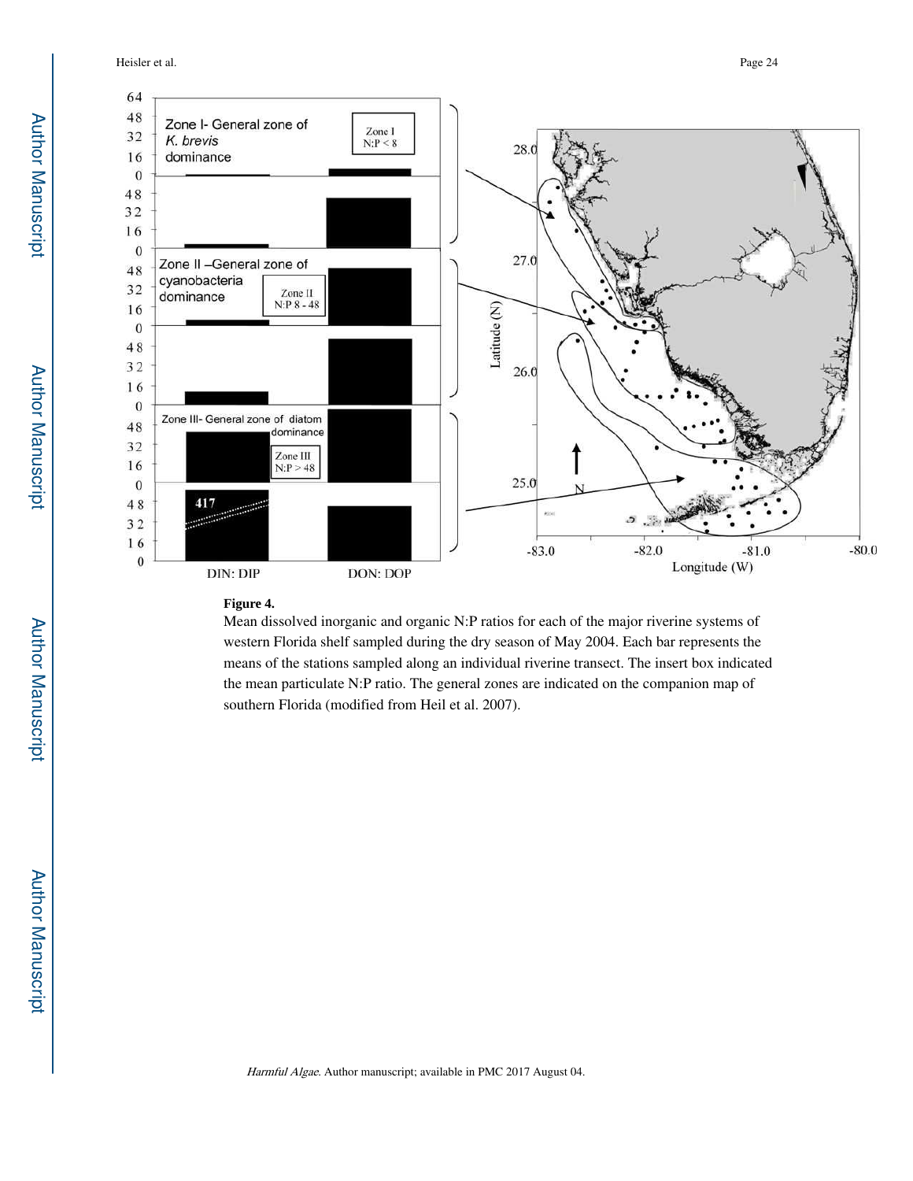**Figure 4.**

Mean dissolved inorganic and organic N:P ratios for each of the major riverine systems of western Florida shelf sampled during the dry season of May 2004. Each bar represents the means of the stations sampled along an individual riverine transect. The insert box indicated the mean particulate N:P ratio. The general zones are indicated on the companion map of southern Florida (modified from Heil et al. 2007).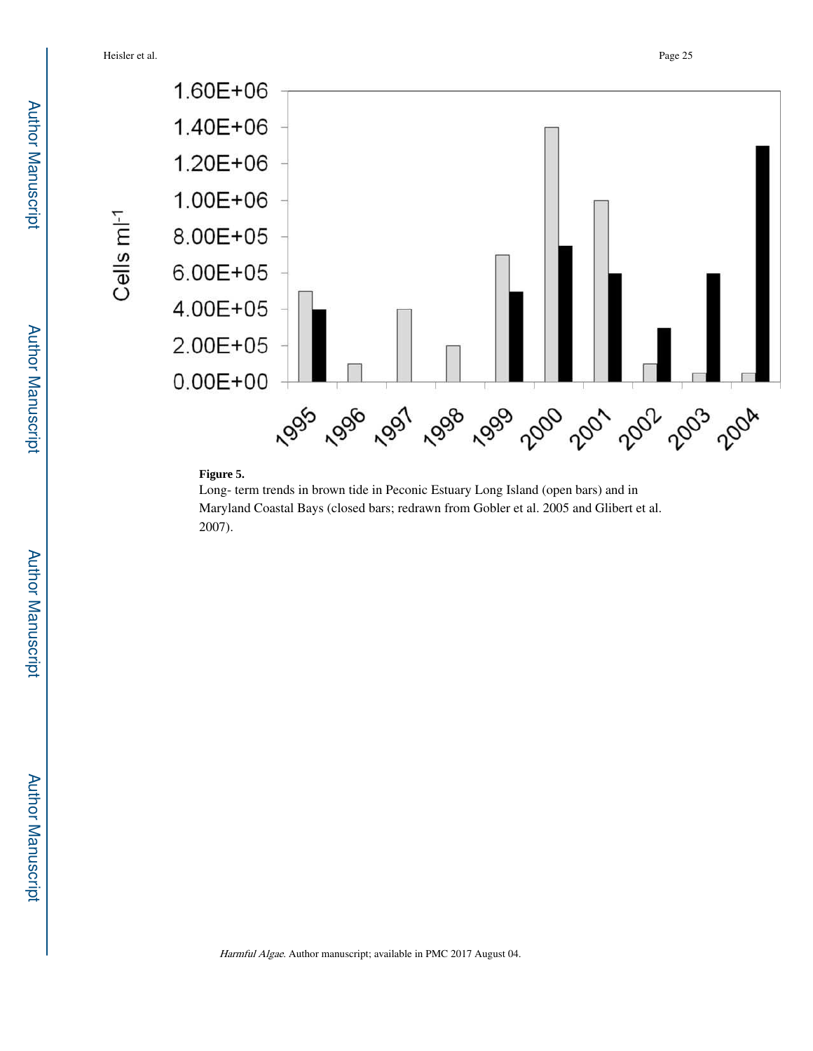Cells ml$^{-1}$

1.60E+06
1.40E+06
1.20E+06
1.00E+06
8.00E+05
6.00E+05
4.00E+05
2.00E+05
0.00E+00

1995
1996
1997
1998
1999
2000
2001
2002
2003
2004

**Figure 5.**

Long- term trends in brown tide in Peconic Estuary Long Island (open bars) and in Maryland Coastal Bays (closed bars; redrawn from Gobler et al. 2005 and Glibert et al. 2007).